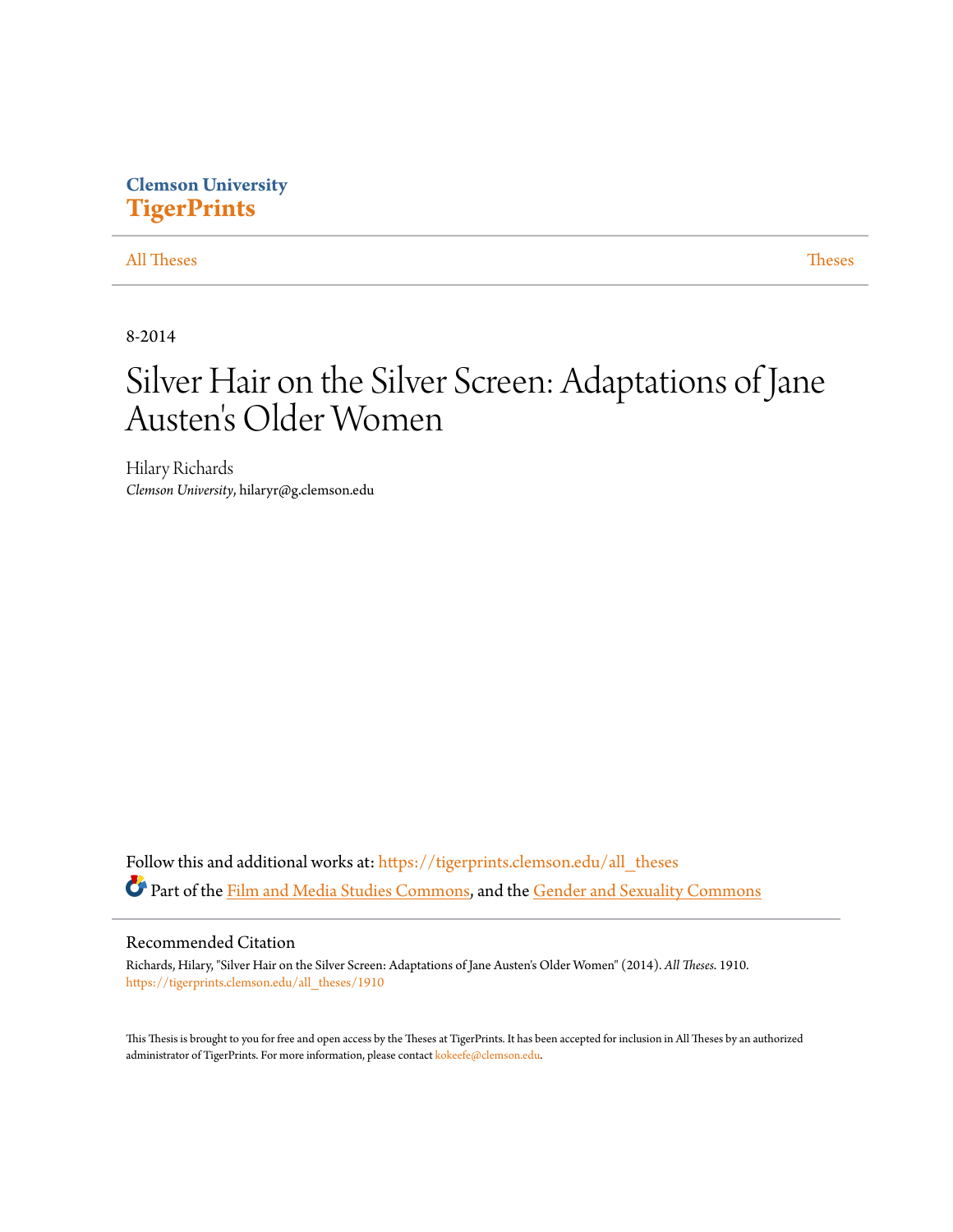Clemson University
**TigerPrints**

All Theses | Theses

8-2014

# Silver Hair on the Silver Screen: Adaptations of Jane Austen's Older Women

Hilary Richards
*Clemson University*, hilaryr@g.clemson.edu

Follow this and additional works at: https://tigerprints.clemson.edu/all_theses

Part of the Film and Media Studies Commons, and the Gender and Sexuality Commons

## Recommended Citation

Richards, Hilary, "Silver Hair on the Silver Screen: Adaptations of Jane Austen's Older Women" (2014). *All Theses*. 1910.
https://tigerprints.clemson.edu/all_theses/1910

This Thesis is brought to you for free and open access by the Theses at TigerPrints. It has been accepted for inclusion in All Theses by an authorized administrator of TigerPrints. For more information, please contact kokeefe@clemson.edu.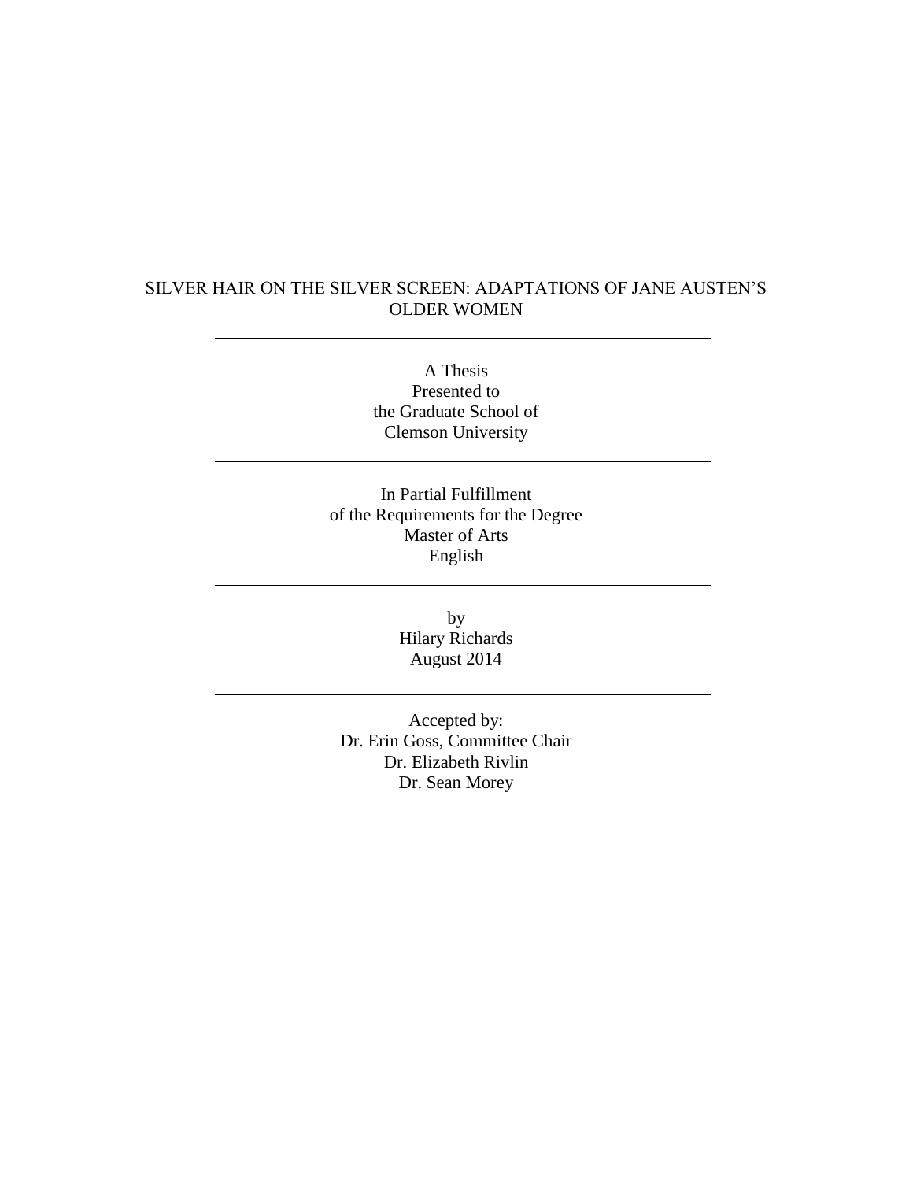# SILVER HAIR ON THE SILVER SCREEN: ADAPTATIONS OF JANE AUSTEN'S OLDER WOMEN

---

A Thesis
Presented to
the Graduate School of
Clemson University

---

In Partial Fulfillment
of the Requirements for the Degree
Master of Arts
English

---

by
Hilary Richards
August 2014

---

Accepted by:
Dr. Erin Goss, Committee Chair
Dr. Elizabeth Rivlin
Dr. Sean Morey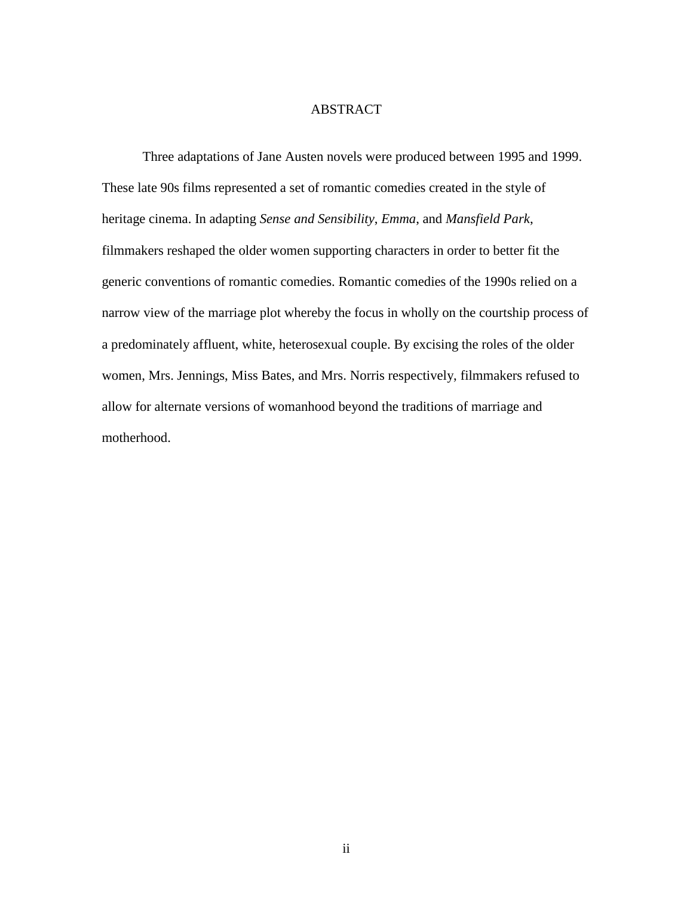# ABSTRACT

Three adaptations of Jane Austen novels were produced between 1995 and 1999. These late 90s films represented a set of romantic comedies created in the style of heritage cinema. In adapting *Sense and Sensibility*, *Emma*, and *Mansfield Park*, filmmakers reshaped the older women supporting characters in order to better fit the generic conventions of romantic comedies. Romantic comedies of the 1990s relied on a narrow view of the marriage plot whereby the focus in wholly on the courtship process of a predominately affluent, white, heterosexual couple. By excising the roles of the older women, Mrs. Jennings, Miss Bates, and Mrs. Norris respectively, filmmakers refused to allow for alternate versions of womanhood beyond the traditions of marriage and motherhood.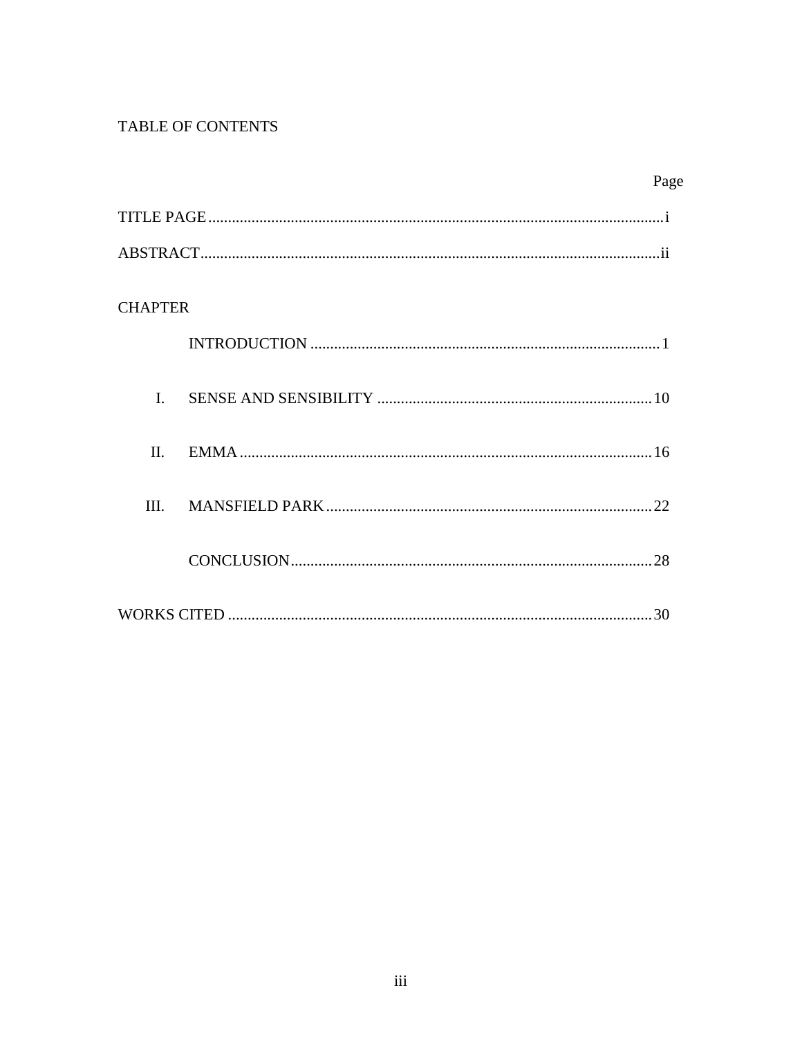# TABLE OF CONTENTS

| | | Page |
|---|---|---|
| TITLE PAGE | | i |
| ABSTRACT | | ii |
| CHAPTER | | |
| | INTRODUCTION | 1 |
| I. | SENSE AND SENSIBILITY | 10 |
| II. | EMMA | 16 |
| III. | MANSFIELD PARK | 22 |
| | CONCLUSION | 28 |
| WORKS CITED | | 30 |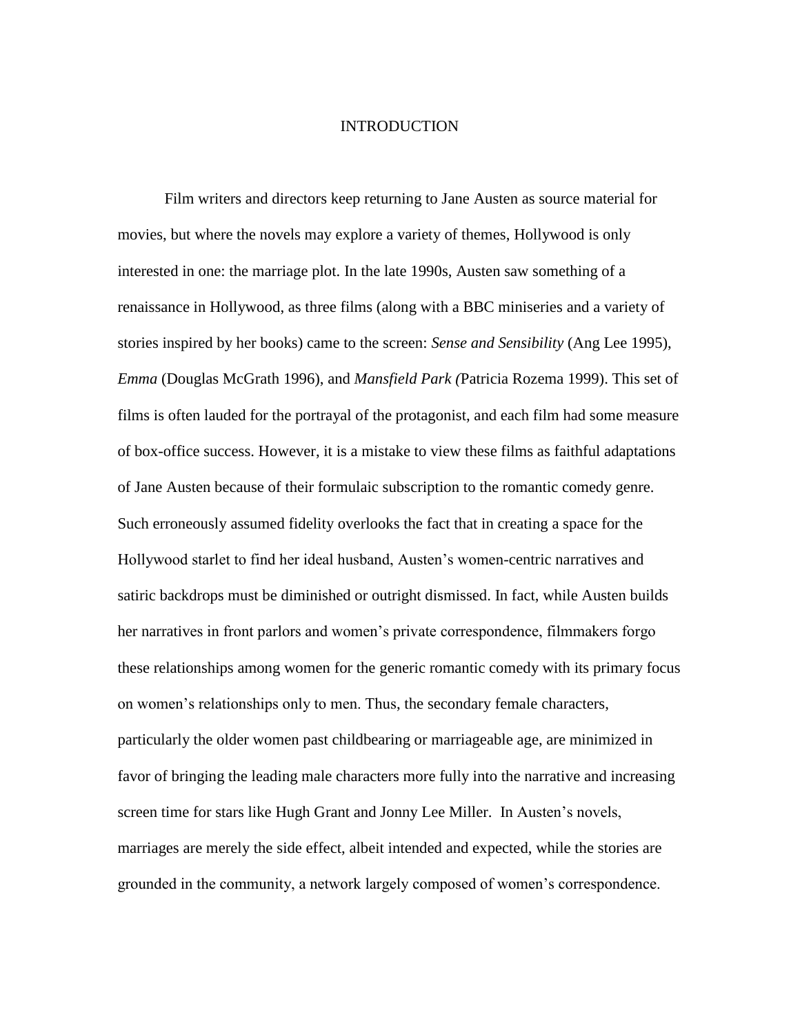# INTRODUCTION

Film writers and directors keep returning to Jane Austen as source material for movies, but where the novels may explore a variety of themes, Hollywood is only interested in one: the marriage plot. In the late 1990s, Austen saw something of a renaissance in Hollywood, as three films (along with a BBC miniseries and a variety of stories inspired by her books) came to the screen: *Sense and Sensibility* (Ang Lee 1995), *Emma* (Douglas McGrath 1996), and *Mansfield Park (*Patricia Rozema 1999). This set of films is often lauded for the portrayal of the protagonist, and each film had some measure of box-office success. However, it is a mistake to view these films as faithful adaptations of Jane Austen because of their formulaic subscription to the romantic comedy genre. Such erroneously assumed fidelity overlooks the fact that in creating a space for the Hollywood starlet to find her ideal husband, Austen's women-centric narratives and satiric backdrops must be diminished or outright dismissed. In fact, while Austen builds her narratives in front parlors and women's private correspondence, filmmakers forgo these relationships among women for the generic romantic comedy with its primary focus on women's relationships only to men. Thus, the secondary female characters, particularly the older women past childbearing or marriageable age, are minimized in favor of bringing the leading male characters more fully into the narrative and increasing screen time for stars like Hugh Grant and Jonny Lee Miller. In Austen's novels, marriages are merely the side effect, albeit intended and expected, while the stories are grounded in the community, a network largely composed of women's correspondence.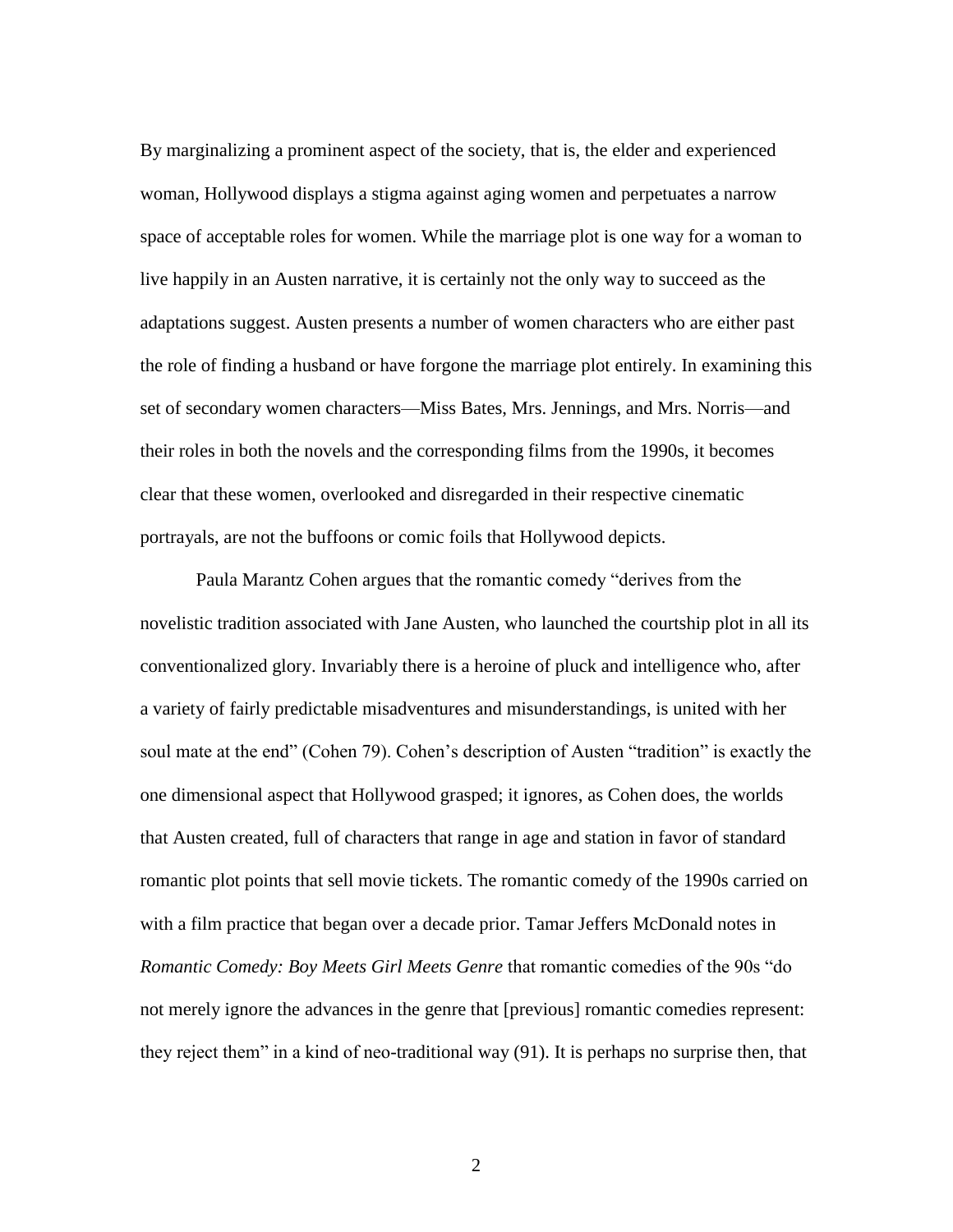By marginalizing a prominent aspect of the society, that is, the elder and experienced woman, Hollywood displays a stigma against aging women and perpetuates a narrow space of acceptable roles for women. While the marriage plot is one way for a woman to live happily in an Austen narrative, it is certainly not the only way to succeed as the adaptations suggest. Austen presents a number of women characters who are either past the role of finding a husband or have forgone the marriage plot entirely. In examining this set of secondary women characters—Miss Bates, Mrs. Jennings, and Mrs. Norris—and their roles in both the novels and the corresponding films from the 1990s, it becomes clear that these women, overlooked and disregarded in their respective cinematic portrayals, are not the buffoons or comic foils that Hollywood depicts.

Paula Marantz Cohen argues that the romantic comedy "derives from the novelistic tradition associated with Jane Austen, who launched the courtship plot in all its conventionalized glory. Invariably there is a heroine of pluck and intelligence who, after a variety of fairly predictable misadventures and misunderstandings, is united with her soul mate at the end" (Cohen 79). Cohen's description of Austen "tradition" is exactly the one dimensional aspect that Hollywood grasped; it ignores, as Cohen does, the worlds that Austen created, full of characters that range in age and station in favor of standard romantic plot points that sell movie tickets. The romantic comedy of the 1990s carried on with a film practice that began over a decade prior. Tamar Jeffers McDonald notes in *Romantic Comedy: Boy Meets Girl Meets Genre* that romantic comedies of the 90s "do not merely ignore the advances in the genre that [previous] romantic comedies represent: they reject them" in a kind of neo-traditional way (91). It is perhaps no surprise then, that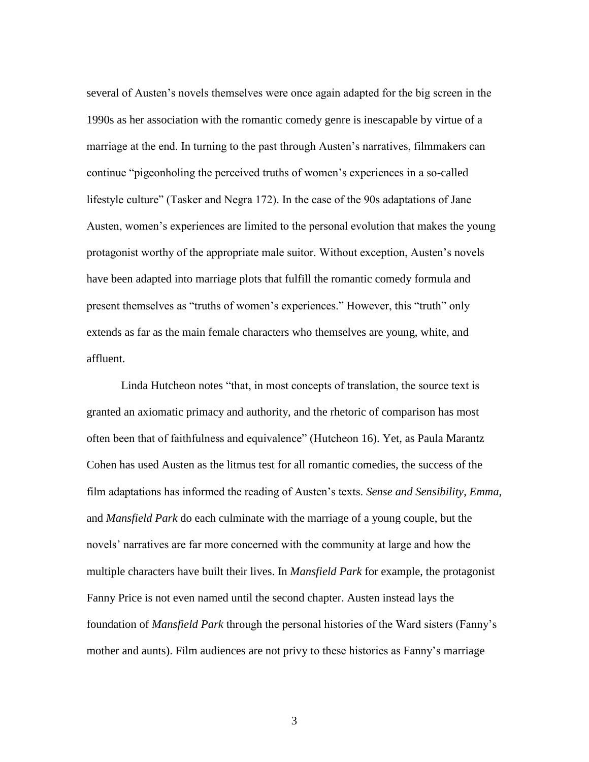several of Austen's novels themselves were once again adapted for the big screen in the 1990s as her association with the romantic comedy genre is inescapable by virtue of a marriage at the end. In turning to the past through Austen's narratives, filmmakers can continue "pigeonholing the perceived truths of women's experiences in a so-called lifestyle culture" (Tasker and Negra 172). In the case of the 90s adaptations of Jane Austen, women's experiences are limited to the personal evolution that makes the young protagonist worthy of the appropriate male suitor. Without exception, Austen's novels have been adapted into marriage plots that fulfill the romantic comedy formula and present themselves as "truths of women's experiences." However, this "truth" only extends as far as the main female characters who themselves are young, white, and affluent.

Linda Hutcheon notes "that, in most concepts of translation, the source text is granted an axiomatic primacy and authority, and the rhetoric of comparison has most often been that of faithfulness and equivalence" (Hutcheon 16). Yet, as Paula Marantz Cohen has used Austen as the litmus test for all romantic comedies, the success of the film adaptations has informed the reading of Austen's texts. *Sense and Sensibility*, *Emma*, and *Mansfield Park* do each culminate with the marriage of a young couple, but the novels' narratives are far more concerned with the community at large and how the multiple characters have built their lives. In *Mansfield Park* for example, the protagonist Fanny Price is not even named until the second chapter. Austen instead lays the foundation of *Mansfield Park* through the personal histories of the Ward sisters (Fanny's mother and aunts). Film audiences are not privy to these histories as Fanny's marriage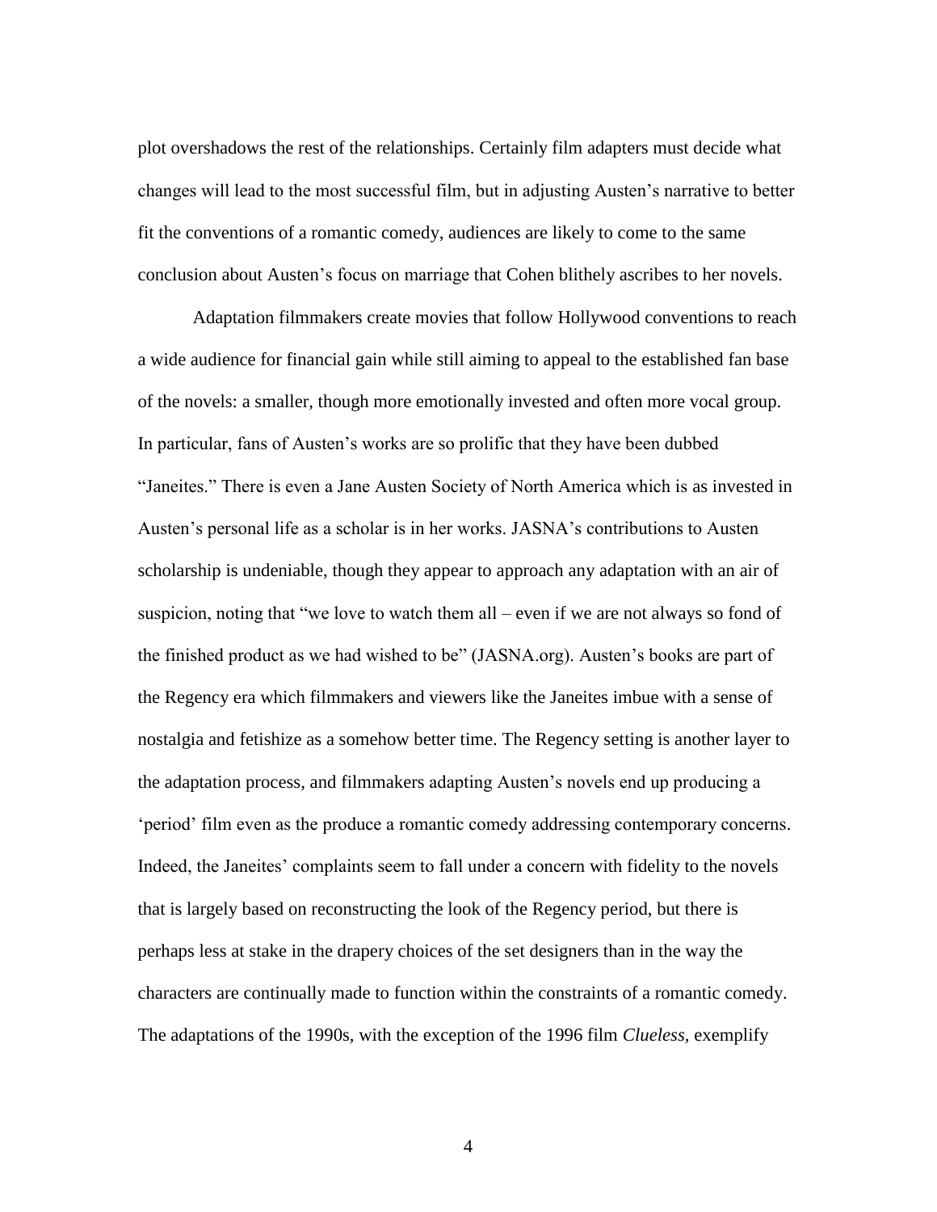plot overshadows the rest of the relationships. Certainly film adapters must decide what changes will lead to the most successful film, but in adjusting Austen's narrative to better fit the conventions of a romantic comedy, audiences are likely to come to the same conclusion about Austen's focus on marriage that Cohen blithely ascribes to her novels.

Adaptation filmmakers create movies that follow Hollywood conventions to reach a wide audience for financial gain while still aiming to appeal to the established fan base of the novels: a smaller, though more emotionally invested and often more vocal group. In particular, fans of Austen's works are so prolific that they have been dubbed "Janeites." There is even a Jane Austen Society of North America which is as invested in Austen's personal life as a scholar is in her works. JASNA's contributions to Austen scholarship is undeniable, though they appear to approach any adaptation with an air of suspicion, noting that "we love to watch them all – even if we are not always so fond of the finished product as we had wished to be" (JASNA.org). Austen's books are part of the Regency era which filmmakers and viewers like the Janeites imbue with a sense of nostalgia and fetishize as a somehow better time. The Regency setting is another layer to the adaptation process, and filmmakers adapting Austen's novels end up producing a 'period' film even as the produce a romantic comedy addressing contemporary concerns. Indeed, the Janeites' complaints seem to fall under a concern with fidelity to the novels that is largely based on reconstructing the look of the Regency period, but there is perhaps less at stake in the drapery choices of the set designers than in the way the characters are continually made to function within the constraints of a romantic comedy. The adaptations of the 1990s, with the exception of the 1996 film *Clueless*, exemplify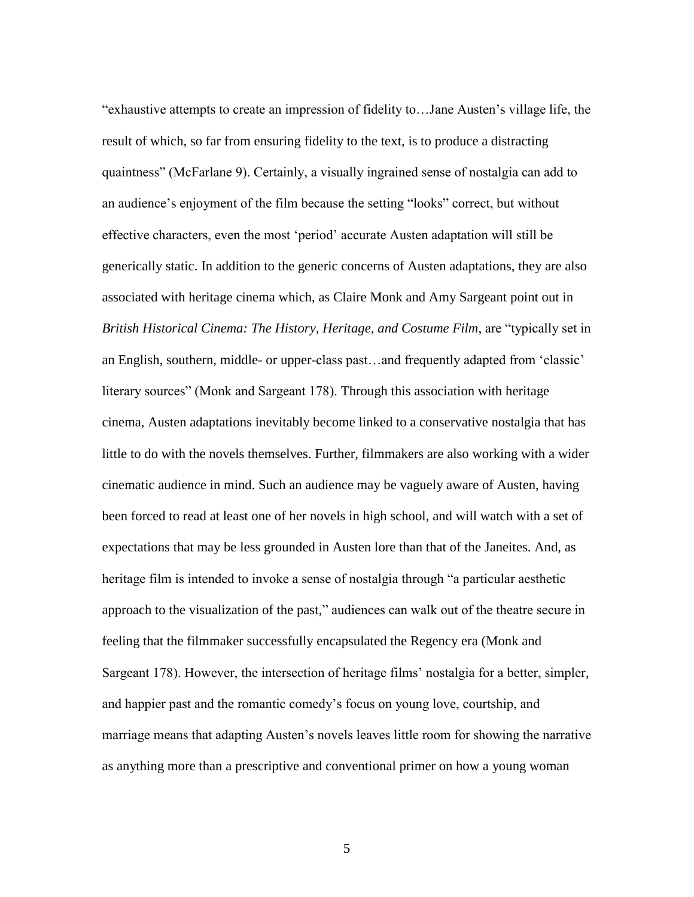"exhaustive attempts to create an impression of fidelity to…Jane Austen's village life, the result of which, so far from ensuring fidelity to the text, is to produce a distracting quaintness" (McFarlane 9). Certainly, a visually ingrained sense of nostalgia can add to an audience's enjoyment of the film because the setting "looks" correct, but without effective characters, even the most 'period' accurate Austen adaptation will still be generically static. In addition to the generic concerns of Austen adaptations, they are also associated with heritage cinema which, as Claire Monk and Amy Sargeant point out in *British Historical Cinema: The History, Heritage, and Costume Film*, are "typically set in an English, southern, middle- or upper-class past…and frequently adapted from 'classic' literary sources" (Monk and Sargeant 178). Through this association with heritage cinema, Austen adaptations inevitably become linked to a conservative nostalgia that has little to do with the novels themselves. Further, filmmakers are also working with a wider cinematic audience in mind. Such an audience may be vaguely aware of Austen, having been forced to read at least one of her novels in high school, and will watch with a set of expectations that may be less grounded in Austen lore than that of the Janeites. And, as heritage film is intended to invoke a sense of nostalgia through "a particular aesthetic approach to the visualization of the past," audiences can walk out of the theatre secure in feeling that the filmmaker successfully encapsulated the Regency era (Monk and Sargeant 178). However, the intersection of heritage films' nostalgia for a better, simpler, and happier past and the romantic comedy's focus on young love, courtship, and marriage means that adapting Austen's novels leaves little room for showing the narrative as anything more than a prescriptive and conventional primer on how a young woman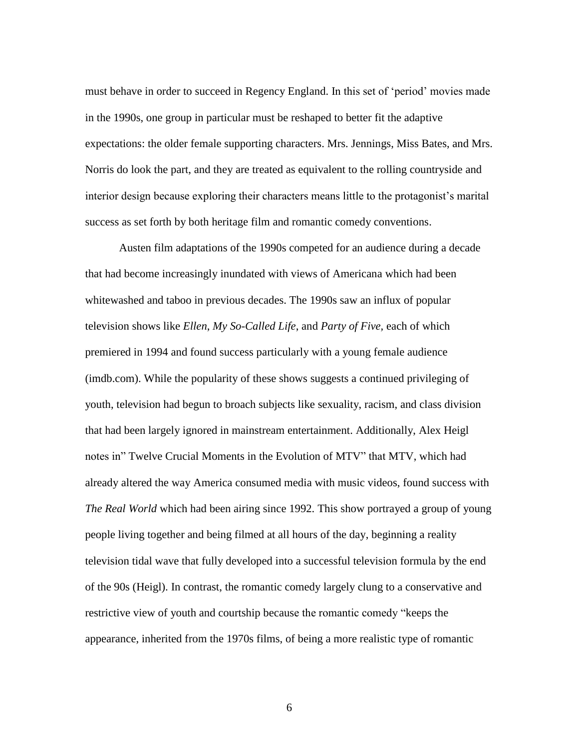must behave in order to succeed in Regency England. In this set of 'period' movies made in the 1990s, one group in particular must be reshaped to better fit the adaptive expectations: the older female supporting characters. Mrs. Jennings, Miss Bates, and Mrs. Norris do look the part, and they are treated as equivalent to the rolling countryside and interior design because exploring their characters means little to the protagonist's marital success as set forth by both heritage film and romantic comedy conventions.

Austen film adaptations of the 1990s competed for an audience during a decade that had become increasingly inundated with views of Americana which had been whitewashed and taboo in previous decades. The 1990s saw an influx of popular television shows like *Ellen*, *My So-Called Life*, and *Party of Five*, each of which premiered in 1994 and found success particularly with a young female audience (imdb.com). While the popularity of these shows suggests a continued privileging of youth, television had begun to broach subjects like sexuality, racism, and class division that had been largely ignored in mainstream entertainment. Additionally, Alex Heigl notes in" Twelve Crucial Moments in the Evolution of MTV" that MTV, which had already altered the way America consumed media with music videos, found success with *The Real World* which had been airing since 1992. This show portrayed a group of young people living together and being filmed at all hours of the day, beginning a reality television tidal wave that fully developed into a successful television formula by the end of the 90s (Heigl). In contrast, the romantic comedy largely clung to a conservative and restrictive view of youth and courtship because the romantic comedy "keeps the appearance, inherited from the 1970s films, of being a more realistic type of romantic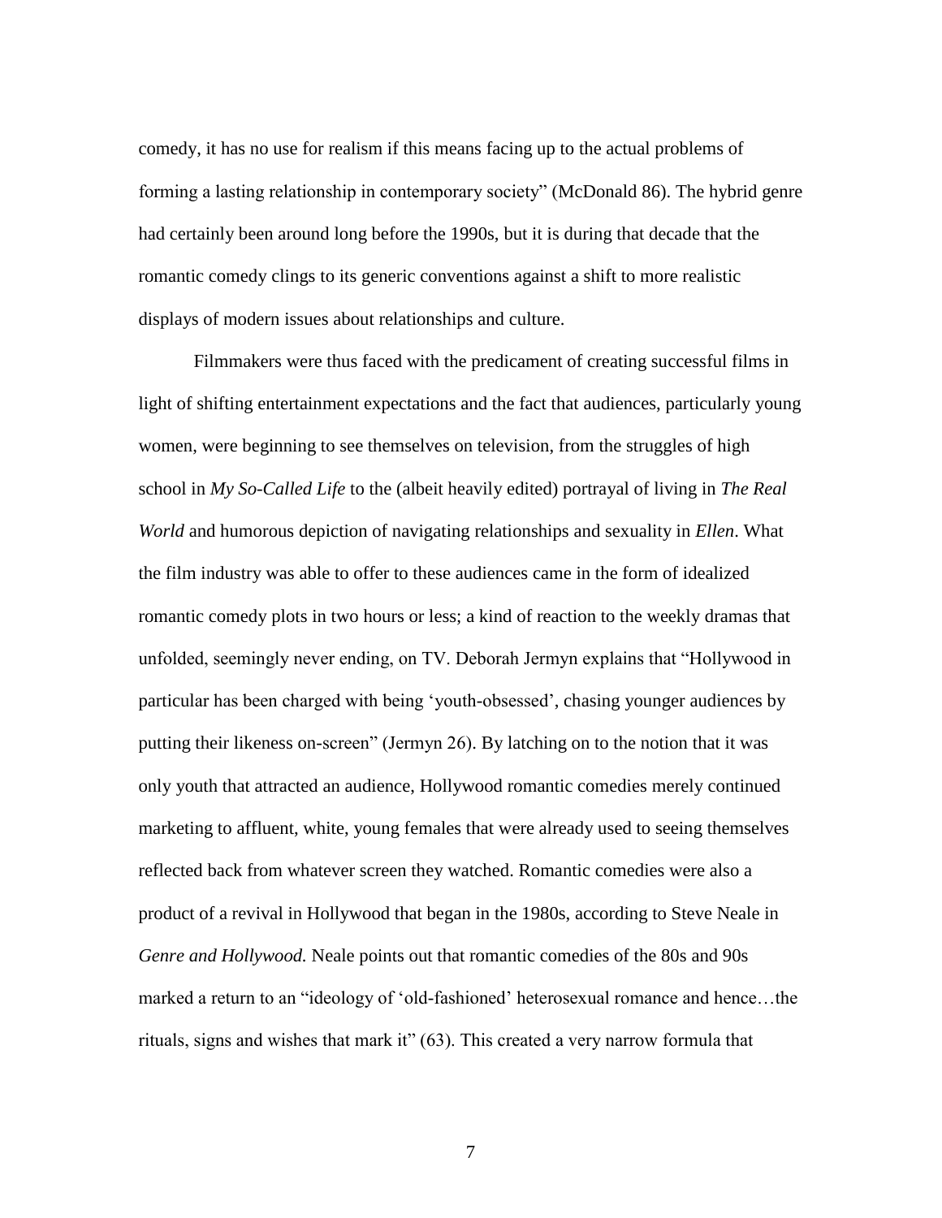comedy, it has no use for realism if this means facing up to the actual problems of forming a lasting relationship in contemporary society" (McDonald 86). The hybrid genre had certainly been around long before the 1990s, but it is during that decade that the romantic comedy clings to its generic conventions against a shift to more realistic displays of modern issues about relationships and culture.

Filmmakers were thus faced with the predicament of creating successful films in light of shifting entertainment expectations and the fact that audiences, particularly young women, were beginning to see themselves on television, from the struggles of high school in *My So-Called Life* to the (albeit heavily edited) portrayal of living in *The Real World* and humorous depiction of navigating relationships and sexuality in *Ellen*. What the film industry was able to offer to these audiences came in the form of idealized romantic comedy plots in two hours or less; a kind of reaction to the weekly dramas that unfolded, seemingly never ending, on TV. Deborah Jermyn explains that "Hollywood in particular has been charged with being 'youth-obsessed', chasing younger audiences by putting their likeness on-screen" (Jermyn 26). By latching on to the notion that it was only youth that attracted an audience, Hollywood romantic comedies merely continued marketing to affluent, white, young females that were already used to seeing themselves reflected back from whatever screen they watched. Romantic comedies were also a product of a revival in Hollywood that began in the 1980s, according to Steve Neale in *Genre and Hollywood.* Neale points out that romantic comedies of the 80s and 90s marked a return to an "ideology of 'old-fashioned' heterosexual romance and hence…the rituals, signs and wishes that mark it" (63). This created a very narrow formula that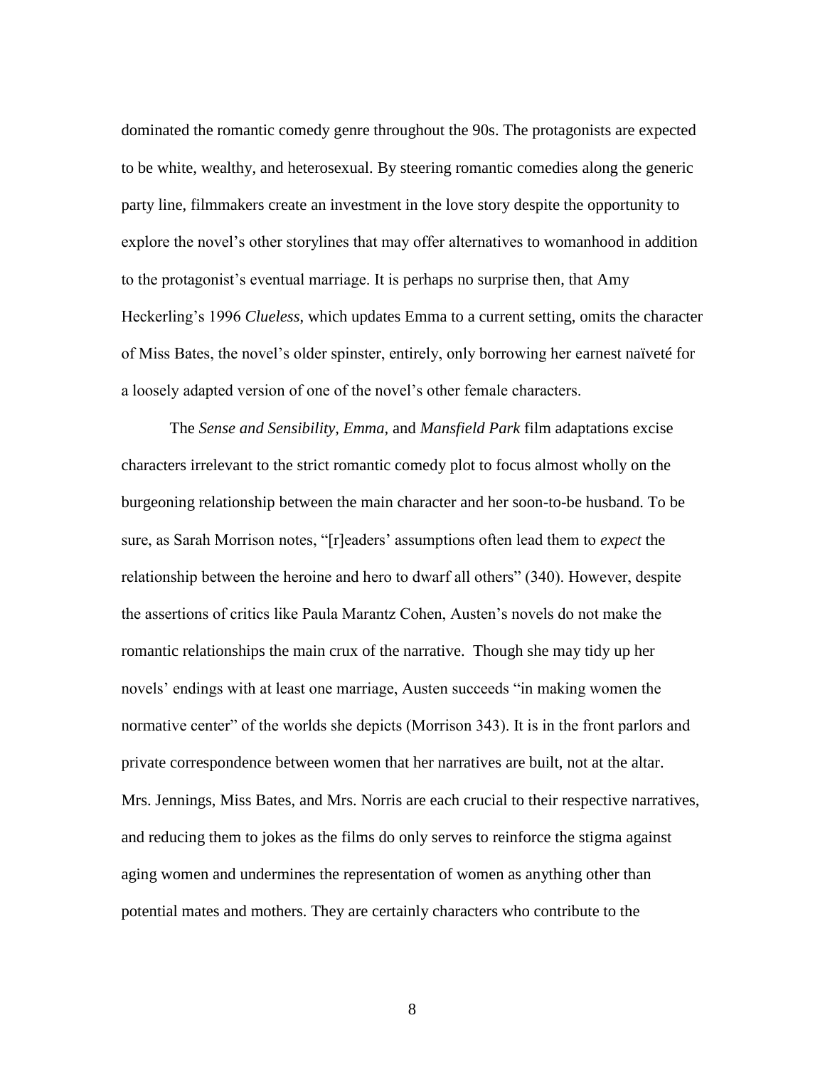dominated the romantic comedy genre throughout the 90s. The protagonists are expected to be white, wealthy, and heterosexual. By steering romantic comedies along the generic party line, filmmakers create an investment in the love story despite the opportunity to explore the novel's other storylines that may offer alternatives to womanhood in addition to the protagonist's eventual marriage. It is perhaps no surprise then, that Amy Heckerling's 1996 *Clueless*, which updates Emma to a current setting, omits the character of Miss Bates, the novel's older spinster, entirely, only borrowing her earnest naïveté for a loosely adapted version of one of the novel's other female characters.

The *Sense and Sensibility, Emma,* and *Mansfield Park* film adaptations excise characters irrelevant to the strict romantic comedy plot to focus almost wholly on the burgeoning relationship between the main character and her soon-to-be husband. To be sure, as Sarah Morrison notes, "[r]eaders' assumptions often lead them to *expect* the relationship between the heroine and hero to dwarf all others" (340). However, despite the assertions of critics like Paula Marantz Cohen, Austen's novels do not make the romantic relationships the main crux of the narrative. Though she may tidy up her novels' endings with at least one marriage, Austen succeeds "in making women the normative center" of the worlds she depicts (Morrison 343). It is in the front parlors and private correspondence between women that her narratives are built, not at the altar. Mrs. Jennings, Miss Bates, and Mrs. Norris are each crucial to their respective narratives, and reducing them to jokes as the films do only serves to reinforce the stigma against aging women and undermines the representation of women as anything other than potential mates and mothers. They are certainly characters who contribute to the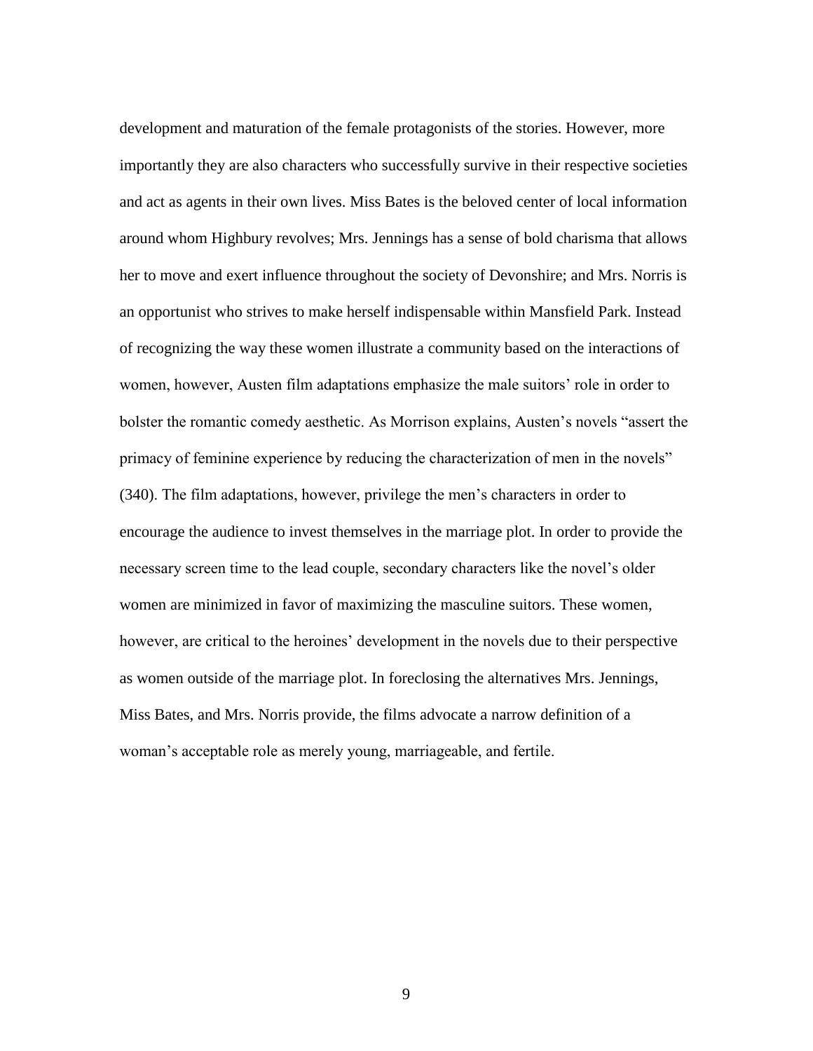development and maturation of the female protagonists of the stories. However, more importantly they are also characters who successfully survive in their respective societies and act as agents in their own lives. Miss Bates is the beloved center of local information around whom Highbury revolves; Mrs. Jennings has a sense of bold charisma that allows her to move and exert influence throughout the society of Devonshire; and Mrs. Norris is an opportunist who strives to make herself indispensable within Mansfield Park. Instead of recognizing the way these women illustrate a community based on the interactions of women, however, Austen film adaptations emphasize the male suitors' role in order to bolster the romantic comedy aesthetic. As Morrison explains, Austen's novels "assert the primacy of feminine experience by reducing the characterization of men in the novels" (340). The film adaptations, however, privilege the men's characters in order to encourage the audience to invest themselves in the marriage plot. In order to provide the necessary screen time to the lead couple, secondary characters like the novel's older women are minimized in favor of maximizing the masculine suitors. These women, however, are critical to the heroines' development in the novels due to their perspective as women outside of the marriage plot. In foreclosing the alternatives Mrs. Jennings, Miss Bates, and Mrs. Norris provide, the films advocate a narrow definition of a woman's acceptable role as merely young, marriageable, and fertile.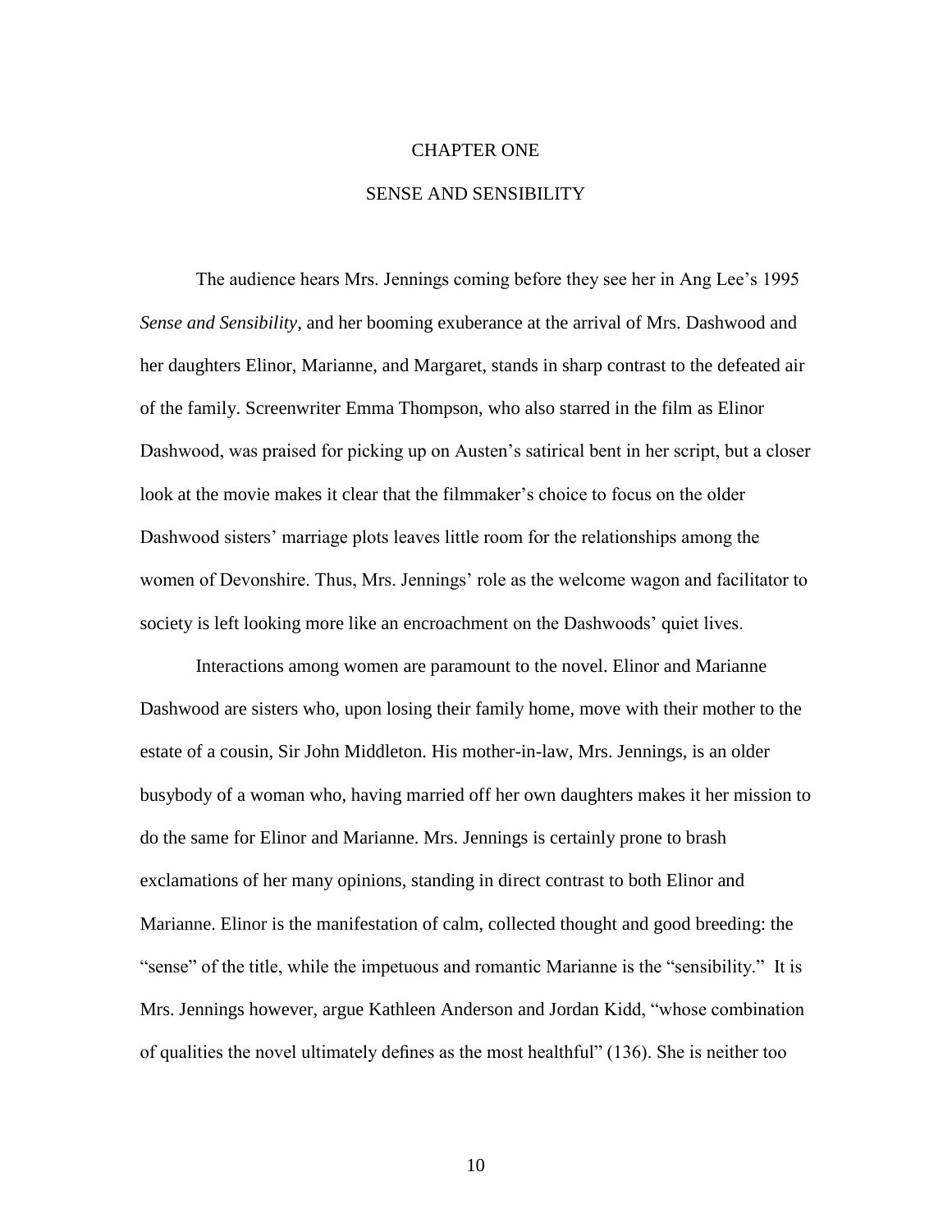# CHAPTER ONE

## SENSE AND SENSIBILITY

The audience hears Mrs. Jennings coming before they see her in Ang Lee's 1995 *Sense and Sensibility*, and her booming exuberance at the arrival of Mrs. Dashwood and her daughters Elinor, Marianne, and Margaret, stands in sharp contrast to the defeated air of the family. Screenwriter Emma Thompson, who also starred in the film as Elinor Dashwood, was praised for picking up on Austen's satirical bent in her script, but a closer look at the movie makes it clear that the filmmaker's choice to focus on the older Dashwood sisters' marriage plots leaves little room for the relationships among the women of Devonshire. Thus, Mrs. Jennings' role as the welcome wagon and facilitator to society is left looking more like an encroachment on the Dashwoods' quiet lives.

Interactions among women are paramount to the novel. Elinor and Marianne Dashwood are sisters who, upon losing their family home, move with their mother to the estate of a cousin, Sir John Middleton. His mother-in-law, Mrs. Jennings, is an older busybody of a woman who, having married off her own daughters makes it her mission to do the same for Elinor and Marianne. Mrs. Jennings is certainly prone to brash exclamations of her many opinions, standing in direct contrast to both Elinor and Marianne. Elinor is the manifestation of calm, collected thought and good breeding: the "sense" of the title, while the impetuous and romantic Marianne is the "sensibility." It is Mrs. Jennings however, argue Kathleen Anderson and Jordan Kidd, "whose combination of qualities the novel ultimately defines as the most healthful" (136). She is neither too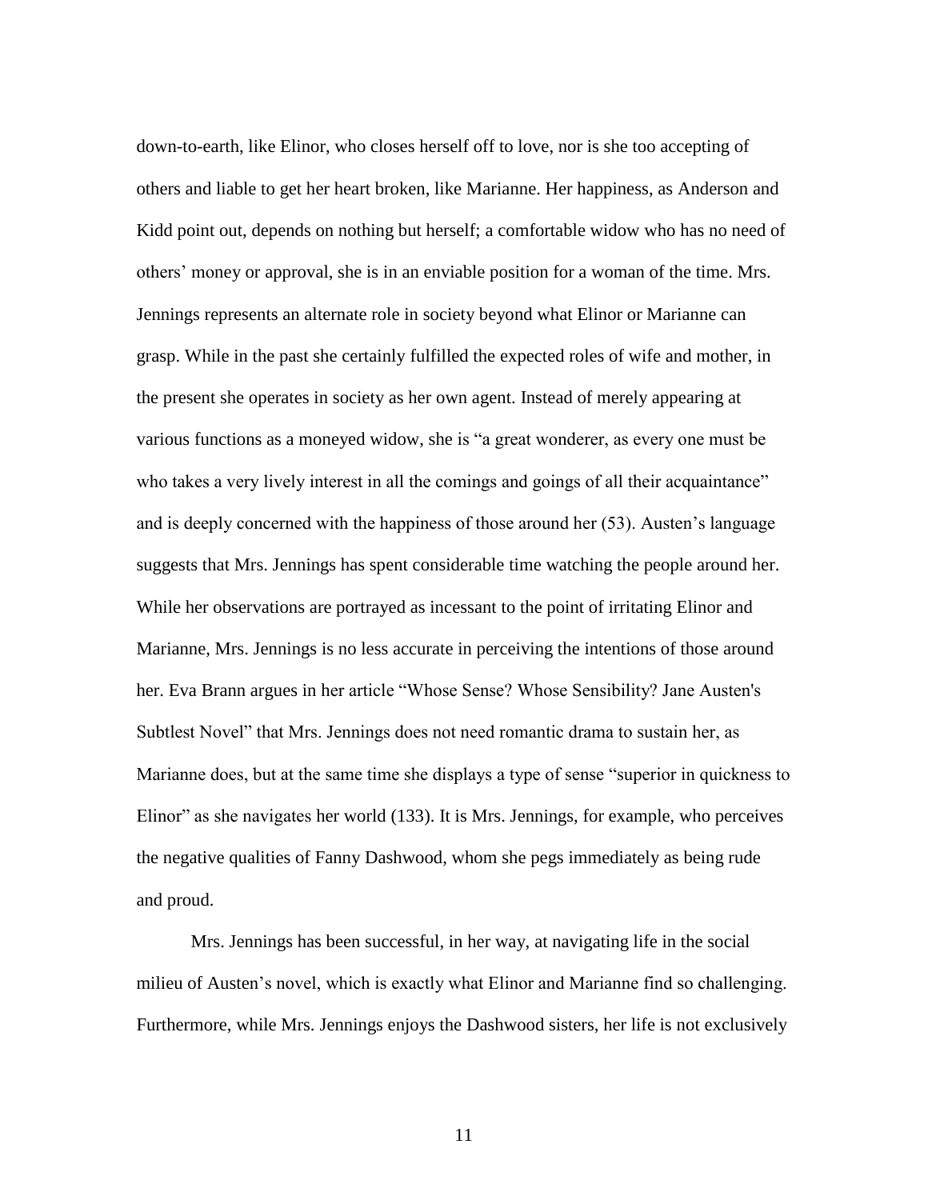down-to-earth, like Elinor, who closes herself off to love, nor is she too accepting of others and liable to get her heart broken, like Marianne. Her happiness, as Anderson and Kidd point out, depends on nothing but herself; a comfortable widow who has no need of others' money or approval, she is in an enviable position for a woman of the time. Mrs. Jennings represents an alternate role in society beyond what Elinor or Marianne can grasp. While in the past she certainly fulfilled the expected roles of wife and mother, in the present she operates in society as her own agent. Instead of merely appearing at various functions as a moneyed widow, she is "a great wonderer, as every one must be who takes a very lively interest in all the comings and goings of all their acquaintance" and is deeply concerned with the happiness of those around her (53). Austen's language suggests that Mrs. Jennings has spent considerable time watching the people around her. While her observations are portrayed as incessant to the point of irritating Elinor and Marianne, Mrs. Jennings is no less accurate in perceiving the intentions of those around her. Eva Brann argues in her article "Whose Sense? Whose Sensibility? Jane Austen's Subtlest Novel" that Mrs. Jennings does not need romantic drama to sustain her, as Marianne does, but at the same time she displays a type of sense "superior in quickness to Elinor" as she navigates her world (133). It is Mrs. Jennings, for example, who perceives the negative qualities of Fanny Dashwood, whom she pegs immediately as being rude and proud.

Mrs. Jennings has been successful, in her way, at navigating life in the social milieu of Austen's novel, which is exactly what Elinor and Marianne find so challenging. Furthermore, while Mrs. Jennings enjoys the Dashwood sisters, her life is not exclusively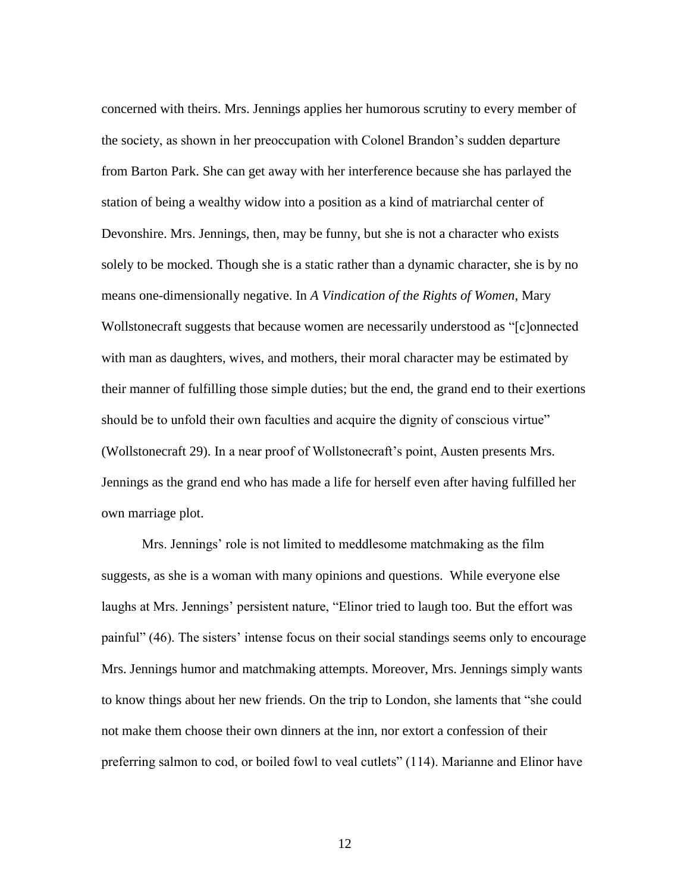concerned with theirs. Mrs. Jennings applies her humorous scrutiny to every member of the society, as shown in her preoccupation with Colonel Brandon's sudden departure from Barton Park. She can get away with her interference because she has parlayed the station of being a wealthy widow into a position as a kind of matriarchal center of Devonshire. Mrs. Jennings, then, may be funny, but she is not a character who exists solely to be mocked. Though she is a static rather than a dynamic character, she is by no means one-dimensionally negative. In *A Vindication of the Rights of Women*, Mary Wollstonecraft suggests that because women are necessarily understood as "[c]onnected with man as daughters, wives, and mothers, their moral character may be estimated by their manner of fulfilling those simple duties; but the end, the grand end to their exertions should be to unfold their own faculties and acquire the dignity of conscious virtue" (Wollstonecraft 29). In a near proof of Wollstonecraft's point, Austen presents Mrs. Jennings as the grand end who has made a life for herself even after having fulfilled her own marriage plot.

Mrs. Jennings' role is not limited to meddlesome matchmaking as the film suggests, as she is a woman with many opinions and questions. While everyone else laughs at Mrs. Jennings' persistent nature, "Elinor tried to laugh too. But the effort was painful" (46). The sisters' intense focus on their social standings seems only to encourage Mrs. Jennings humor and matchmaking attempts. Moreover, Mrs. Jennings simply wants to know things about her new friends. On the trip to London, she laments that "she could not make them choose their own dinners at the inn, nor extort a confession of their preferring salmon to cod, or boiled fowl to veal cutlets" (114). Marianne and Elinor have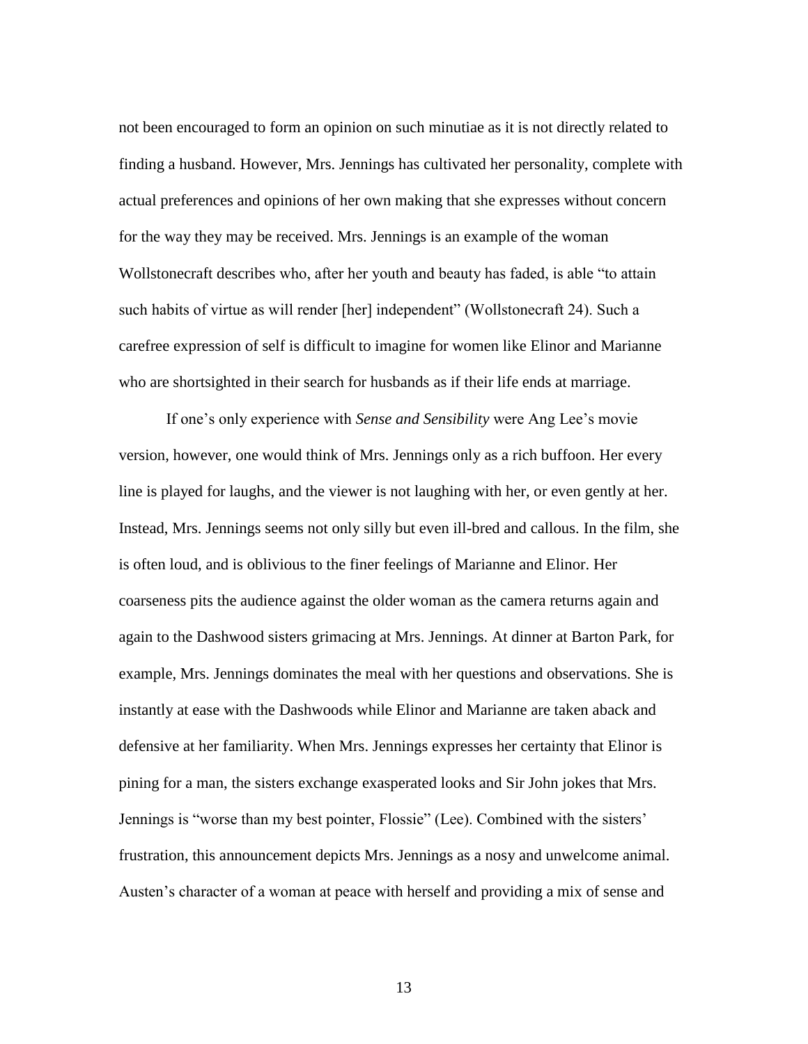not been encouraged to form an opinion on such minutiae as it is not directly related to finding a husband. However, Mrs. Jennings has cultivated her personality, complete with actual preferences and opinions of her own making that she expresses without concern for the way they may be received. Mrs. Jennings is an example of the woman Wollstonecraft describes who, after her youth and beauty has faded, is able "to attain such habits of virtue as will render [her] independent" (Wollstonecraft 24). Such a carefree expression of self is difficult to imagine for women like Elinor and Marianne who are shortsighted in their search for husbands as if their life ends at marriage.

If one's only experience with *Sense and Sensibility* were Ang Lee's movie version, however, one would think of Mrs. Jennings only as a rich buffoon. Her every line is played for laughs, and the viewer is not laughing with her, or even gently at her. Instead, Mrs. Jennings seems not only silly but even ill-bred and callous. In the film, she is often loud, and is oblivious to the finer feelings of Marianne and Elinor. Her coarseness pits the audience against the older woman as the camera returns again and again to the Dashwood sisters grimacing at Mrs. Jennings. At dinner at Barton Park, for example, Mrs. Jennings dominates the meal with her questions and observations. She is instantly at ease with the Dashwoods while Elinor and Marianne are taken aback and defensive at her familiarity. When Mrs. Jennings expresses her certainty that Elinor is pining for a man, the sisters exchange exasperated looks and Sir John jokes that Mrs. Jennings is "worse than my best pointer, Flossie" (Lee). Combined with the sisters' frustration, this announcement depicts Mrs. Jennings as a nosy and unwelcome animal. Austen's character of a woman at peace with herself and providing a mix of sense and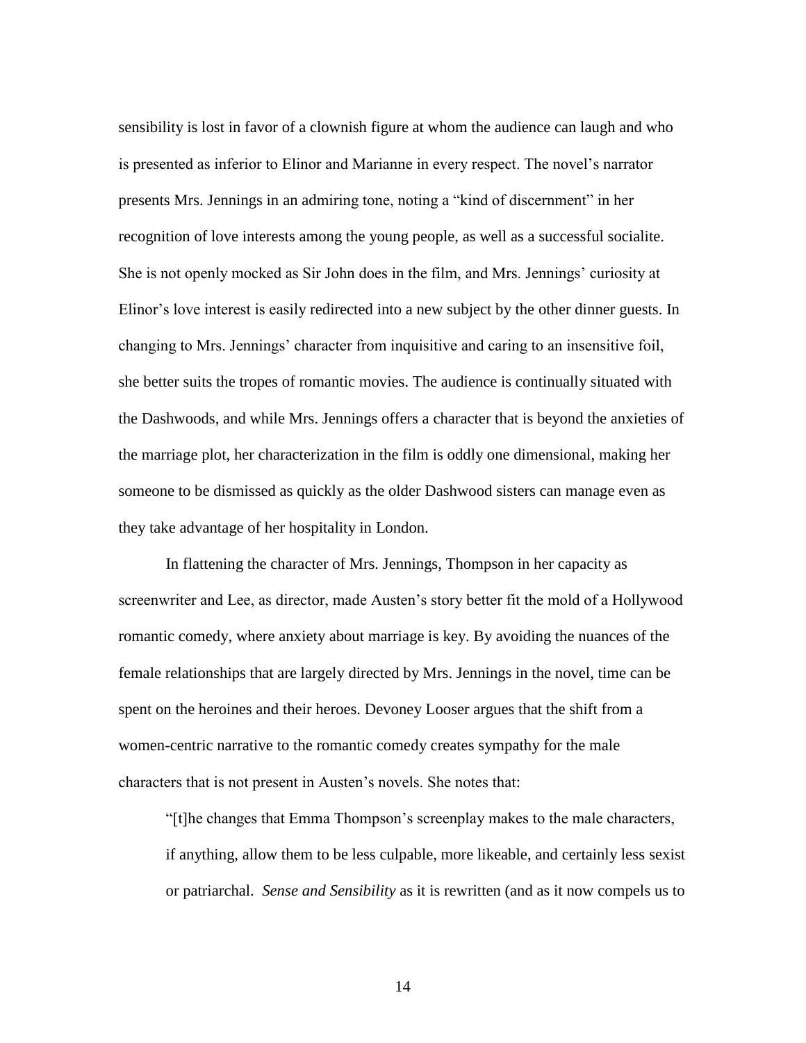sensibility is lost in favor of a clownish figure at whom the audience can laugh and who is presented as inferior to Elinor and Marianne in every respect. The novel's narrator presents Mrs. Jennings in an admiring tone, noting a "kind of discernment" in her recognition of love interests among the young people, as well as a successful socialite. She is not openly mocked as Sir John does in the film, and Mrs. Jennings' curiosity at Elinor's love interest is easily redirected into a new subject by the other dinner guests. In changing to Mrs. Jennings' character from inquisitive and caring to an insensitive foil, she better suits the tropes of romantic movies. The audience is continually situated with the Dashwoods, and while Mrs. Jennings offers a character that is beyond the anxieties of the marriage plot, her characterization in the film is oddly one dimensional, making her someone to be dismissed as quickly as the older Dashwood sisters can manage even as they take advantage of her hospitality in London.

In flattening the character of Mrs. Jennings, Thompson in her capacity as screenwriter and Lee, as director, made Austen's story better fit the mold of a Hollywood romantic comedy, where anxiety about marriage is key. By avoiding the nuances of the female relationships that are largely directed by Mrs. Jennings in the novel, time can be spent on the heroines and their heroes. Devoney Looser argues that the shift from a women-centric narrative to the romantic comedy creates sympathy for the male characters that is not present in Austen's novels. She notes that:

> "[t]he changes that Emma Thompson's screenplay makes to the male characters, if anything, allow them to be less culpable, more likeable, and certainly less sexist or patriarchal. *Sense and Sensibility* as it is rewritten (and as it now compels us to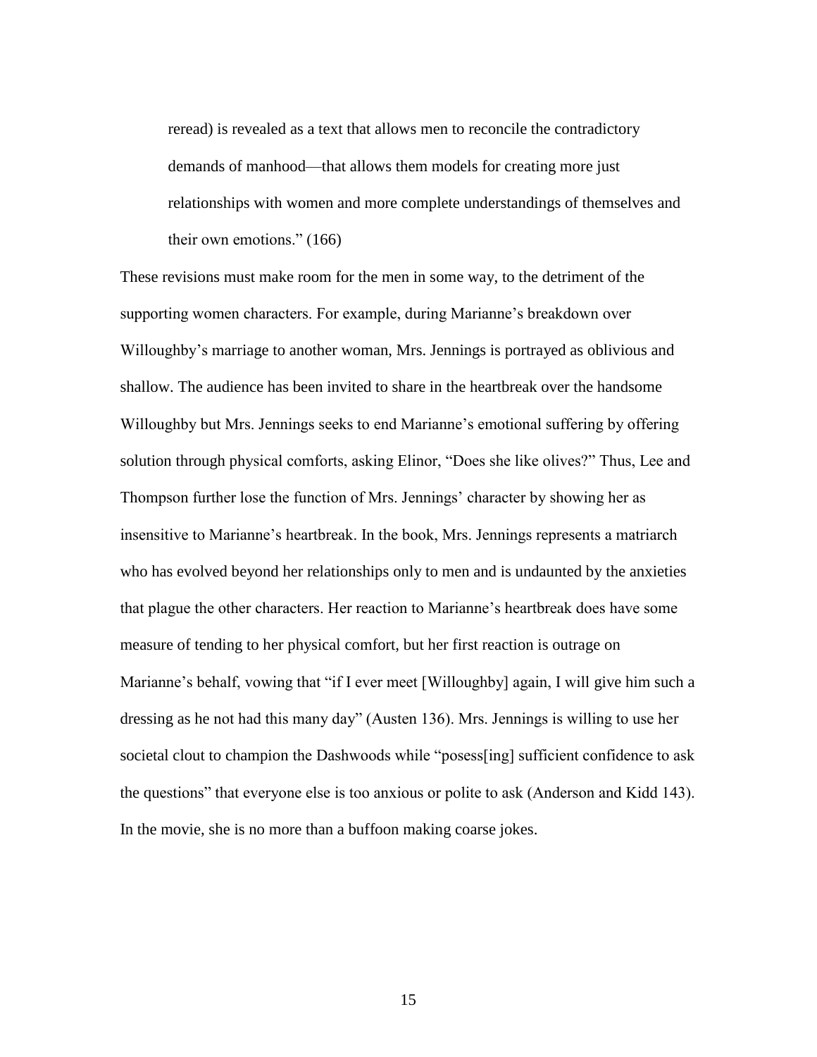> reread) is revealed as a text that allows men to reconcile the contradictory demands of manhood—that allows them models for creating more just relationships with women and more complete understandings of themselves and their own emotions." (166)

These revisions must make room for the men in some way, to the detriment of the supporting women characters. For example, during Marianne's breakdown over Willoughby's marriage to another woman, Mrs. Jennings is portrayed as oblivious and shallow. The audience has been invited to share in the heartbreak over the handsome Willoughby but Mrs. Jennings seeks to end Marianne's emotional suffering by offering solution through physical comforts, asking Elinor, "Does she like olives?" Thus, Lee and Thompson further lose the function of Mrs. Jennings' character by showing her as insensitive to Marianne's heartbreak. In the book, Mrs. Jennings represents a matriarch who has evolved beyond her relationships only to men and is undaunted by the anxieties that plague the other characters. Her reaction to Marianne's heartbreak does have some measure of tending to her physical comfort, but her first reaction is outrage on Marianne's behalf, vowing that "if I ever meet [Willoughby] again, I will give him such a dressing as he not had this many day" (Austen 136). Mrs. Jennings is willing to use her societal clout to champion the Dashwoods while "posess[ing] sufficient confidence to ask the questions" that everyone else is too anxious or polite to ask (Anderson and Kidd 143). In the movie, she is no more than a buffoon making coarse jokes.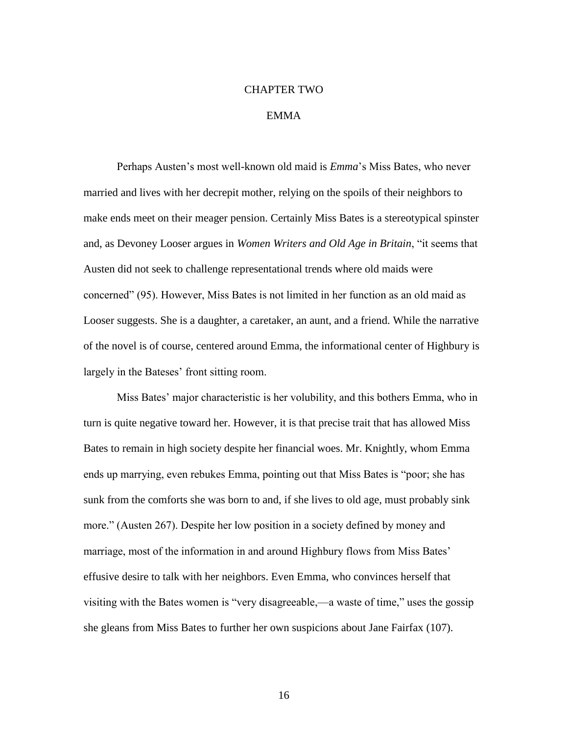# CHAPTER TWO

# EMMA

Perhaps Austen's most well-known old maid is *Emma*'s Miss Bates, who never married and lives with her decrepit mother, relying on the spoils of their neighbors to make ends meet on their meager pension. Certainly Miss Bates is a stereotypical spinster and, as Devoney Looser argues in *Women Writers and Old Age in Britain*, "it seems that Austen did not seek to challenge representational trends where old maids were concerned" (95). However, Miss Bates is not limited in her function as an old maid as Looser suggests. She is a daughter, a caretaker, an aunt, and a friend. While the narrative of the novel is of course, centered around Emma, the informational center of Highbury is largely in the Bateses' front sitting room.

Miss Bates' major characteristic is her volubility, and this bothers Emma, who in turn is quite negative toward her. However, it is that precise trait that has allowed Miss Bates to remain in high society despite her financial woes. Mr. Knightly, whom Emma ends up marrying, even rebukes Emma, pointing out that Miss Bates is "poor; she has sunk from the comforts she was born to and, if she lives to old age, must probably sink more." (Austen 267). Despite her low position in a society defined by money and marriage, most of the information in and around Highbury flows from Miss Bates' effusive desire to talk with her neighbors. Even Emma, who convinces herself that visiting with the Bates women is "very disagreeable,—a waste of time," uses the gossip she gleans from Miss Bates to further her own suspicions about Jane Fairfax (107).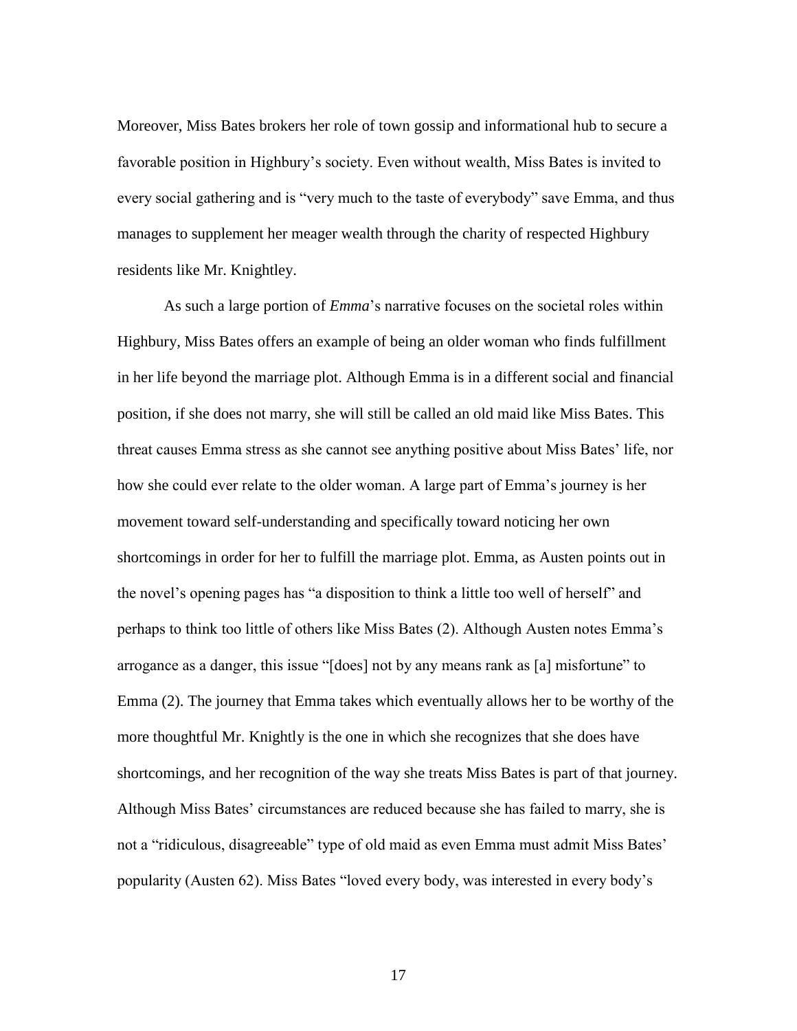Moreover, Miss Bates brokers her role of town gossip and informational hub to secure a favorable position in Highbury's society. Even without wealth, Miss Bates is invited to every social gathering and is "very much to the taste of everybody" save Emma, and thus manages to supplement her meager wealth through the charity of respected Highbury residents like Mr. Knightley.

As such a large portion of *Emma*'s narrative focuses on the societal roles within Highbury, Miss Bates offers an example of being an older woman who finds fulfillment in her life beyond the marriage plot. Although Emma is in a different social and financial position, if she does not marry, she will still be called an old maid like Miss Bates. This threat causes Emma stress as she cannot see anything positive about Miss Bates' life, nor how she could ever relate to the older woman. A large part of Emma's journey is her movement toward self-understanding and specifically toward noticing her own shortcomings in order for her to fulfill the marriage plot. Emma, as Austen points out in the novel's opening pages has "a disposition to think a little too well of herself" and perhaps to think too little of others like Miss Bates (2). Although Austen notes Emma's arrogance as a danger, this issue "[does] not by any means rank as [a] misfortune" to Emma (2). The journey that Emma takes which eventually allows her to be worthy of the more thoughtful Mr. Knightly is the one in which she recognizes that she does have shortcomings, and her recognition of the way she treats Miss Bates is part of that journey. Although Miss Bates' circumstances are reduced because she has failed to marry, she is not a "ridiculous, disagreeable" type of old maid as even Emma must admit Miss Bates' popularity (Austen 62). Miss Bates "loved every body, was interested in every body's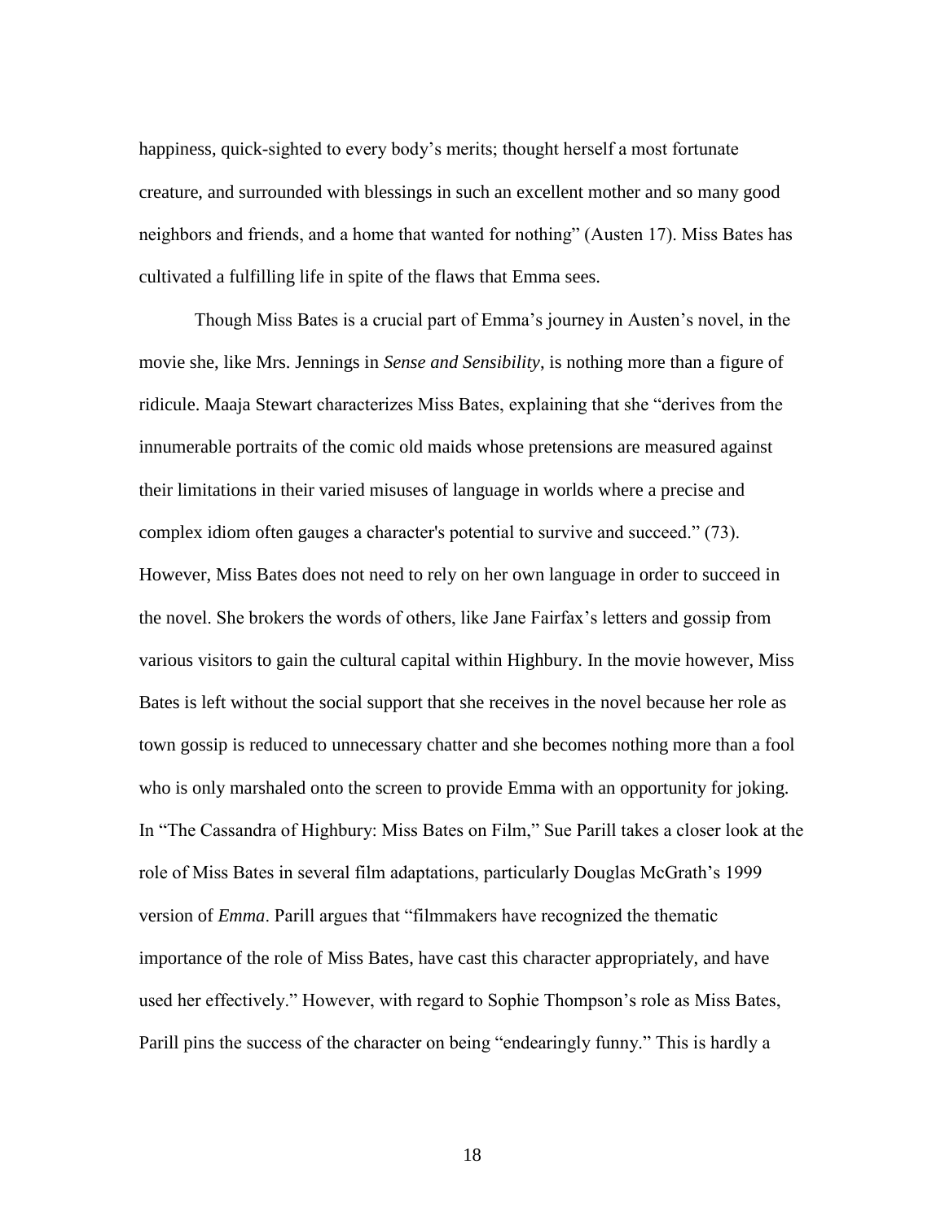happiness, quick-sighted to every body's merits; thought herself a most fortunate creature, and surrounded with blessings in such an excellent mother and so many good neighbors and friends, and a home that wanted for nothing" (Austen 17). Miss Bates has cultivated a fulfilling life in spite of the flaws that Emma sees.

Though Miss Bates is a crucial part of Emma's journey in Austen's novel, in the movie she, like Mrs. Jennings in *Sense and Sensibility*, is nothing more than a figure of ridicule. Maaja Stewart characterizes Miss Bates, explaining that she "derives from the innumerable portraits of the comic old maids whose pretensions are measured against their limitations in their varied misuses of language in worlds where a precise and complex idiom often gauges a character's potential to survive and succeed." (73). However, Miss Bates does not need to rely on her own language in order to succeed in the novel. She brokers the words of others, like Jane Fairfax's letters and gossip from various visitors to gain the cultural capital within Highbury. In the movie however, Miss Bates is left without the social support that she receives in the novel because her role as town gossip is reduced to unnecessary chatter and she becomes nothing more than a fool who is only marshaled onto the screen to provide Emma with an opportunity for joking. In "The Cassandra of Highbury: Miss Bates on Film," Sue Parill takes a closer look at the role of Miss Bates in several film adaptations, particularly Douglas McGrath's 1999 version of *Emma*. Parill argues that "filmmakers have recognized the thematic importance of the role of Miss Bates, have cast this character appropriately, and have used her effectively." However, with regard to Sophie Thompson's role as Miss Bates, Parill pins the success of the character on being "endearingly funny." This is hardly a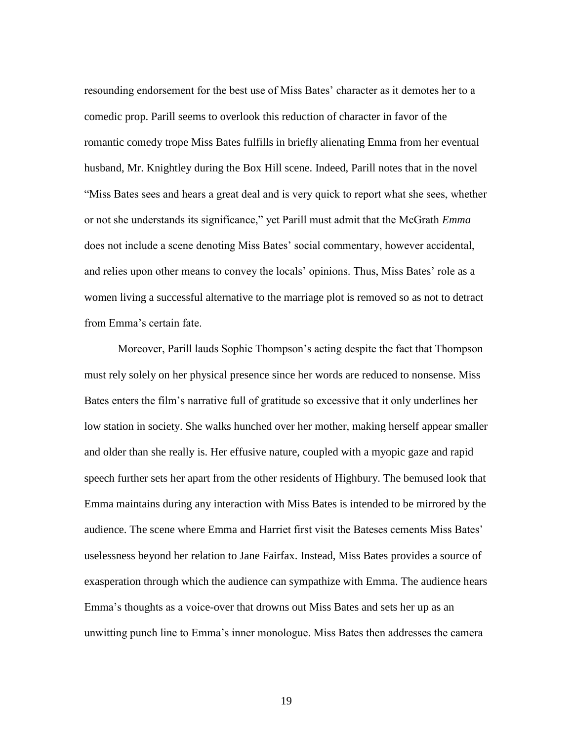resounding endorsement for the best use of Miss Bates' character as it demotes her to a comedic prop. Parill seems to overlook this reduction of character in favor of the romantic comedy trope Miss Bates fulfills in briefly alienating Emma from her eventual husband, Mr. Knightley during the Box Hill scene. Indeed, Parill notes that in the novel "Miss Bates sees and hears a great deal and is very quick to report what she sees, whether or not she understands its significance," yet Parill must admit that the McGrath *Emma* does not include a scene denoting Miss Bates' social commentary, however accidental, and relies upon other means to convey the locals' opinions. Thus, Miss Bates' role as a women living a successful alternative to the marriage plot is removed so as not to detract from Emma's certain fate.

Moreover, Parill lauds Sophie Thompson's acting despite the fact that Thompson must rely solely on her physical presence since her words are reduced to nonsense. Miss Bates enters the film's narrative full of gratitude so excessive that it only underlines her low station in society. She walks hunched over her mother, making herself appear smaller and older than she really is. Her effusive nature, coupled with a myopic gaze and rapid speech further sets her apart from the other residents of Highbury. The bemused look that Emma maintains during any interaction with Miss Bates is intended to be mirrored by the audience. The scene where Emma and Harriet first visit the Bateses cements Miss Bates' uselessness beyond her relation to Jane Fairfax. Instead, Miss Bates provides a source of exasperation through which the audience can sympathize with Emma. The audience hears Emma's thoughts as a voice-over that drowns out Miss Bates and sets her up as an unwitting punch line to Emma's inner monologue. Miss Bates then addresses the camera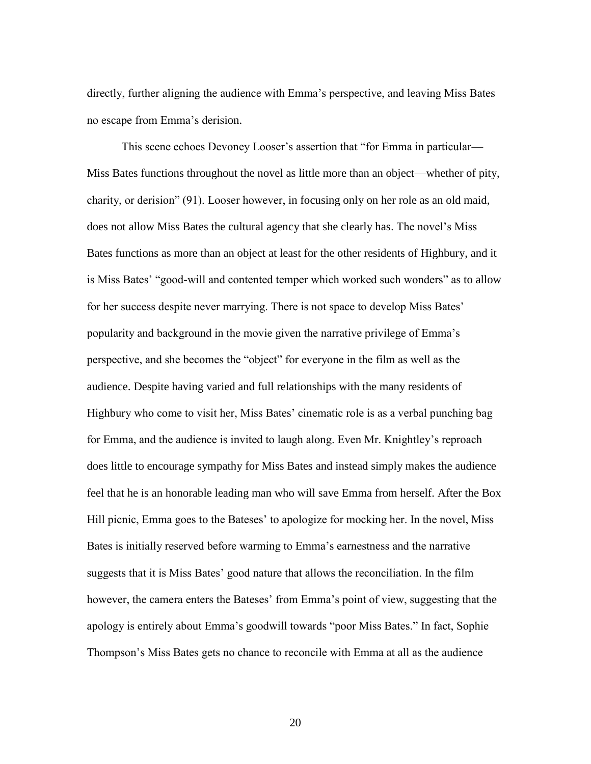directly, further aligning the audience with Emma's perspective, and leaving Miss Bates no escape from Emma's derision.

This scene echoes Devoney Looser's assertion that "for Emma in particular—Miss Bates functions throughout the novel as little more than an object—whether of pity, charity, or derision" (91). Looser however, in focusing only on her role as an old maid, does not allow Miss Bates the cultural agency that she clearly has. The novel's Miss Bates functions as more than an object at least for the other residents of Highbury, and it is Miss Bates' "good-will and contented temper which worked such wonders" as to allow for her success despite never marrying. There is not space to develop Miss Bates' popularity and background in the movie given the narrative privilege of Emma's perspective, and she becomes the "object" for everyone in the film as well as the audience. Despite having varied and full relationships with the many residents of Highbury who come to visit her, Miss Bates' cinematic role is as a verbal punching bag for Emma, and the audience is invited to laugh along. Even Mr. Knightley's reproach does little to encourage sympathy for Miss Bates and instead simply makes the audience feel that he is an honorable leading man who will save Emma from herself. After the Box Hill picnic, Emma goes to the Bateses' to apologize for mocking her. In the novel, Miss Bates is initially reserved before warming to Emma's earnestness and the narrative suggests that it is Miss Bates' good nature that allows the reconciliation. In the film however, the camera enters the Bateses' from Emma's point of view, suggesting that the apology is entirely about Emma's goodwill towards "poor Miss Bates." In fact, Sophie Thompson's Miss Bates gets no chance to reconcile with Emma at all as the audience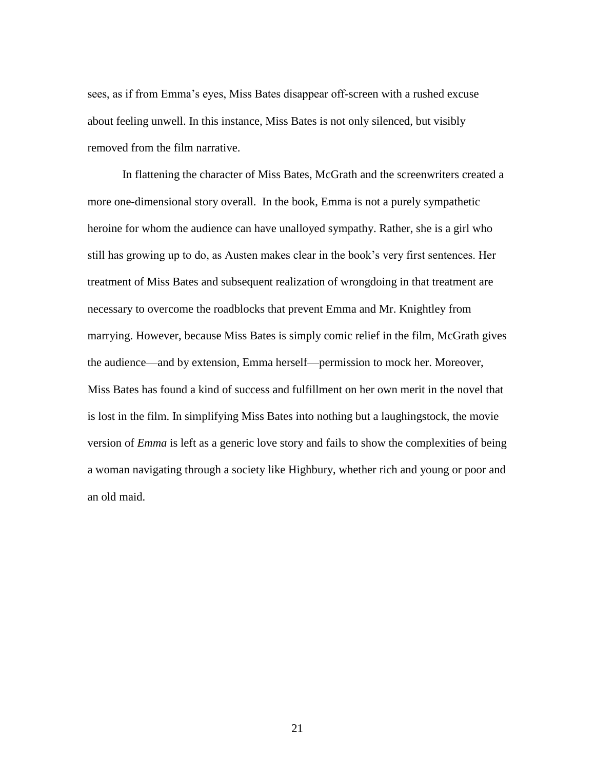sees, as if from Emma's eyes, Miss Bates disappear off-screen with a rushed excuse about feeling unwell. In this instance, Miss Bates is not only silenced, but visibly removed from the film narrative.

In flattening the character of Miss Bates, McGrath and the screenwriters created a more one-dimensional story overall. In the book, Emma is not a purely sympathetic heroine for whom the audience can have unalloyed sympathy. Rather, she is a girl who still has growing up to do, as Austen makes clear in the book's very first sentences. Her treatment of Miss Bates and subsequent realization of wrongdoing in that treatment are necessary to overcome the roadblocks that prevent Emma and Mr. Knightley from marrying. However, because Miss Bates is simply comic relief in the film, McGrath gives the audience—and by extension, Emma herself—permission to mock her. Moreover, Miss Bates has found a kind of success and fulfillment on her own merit in the novel that is lost in the film. In simplifying Miss Bates into nothing but a laughingstock, the movie version of *Emma* is left as a generic love story and fails to show the complexities of being a woman navigating through a society like Highbury, whether rich and young or poor and an old maid.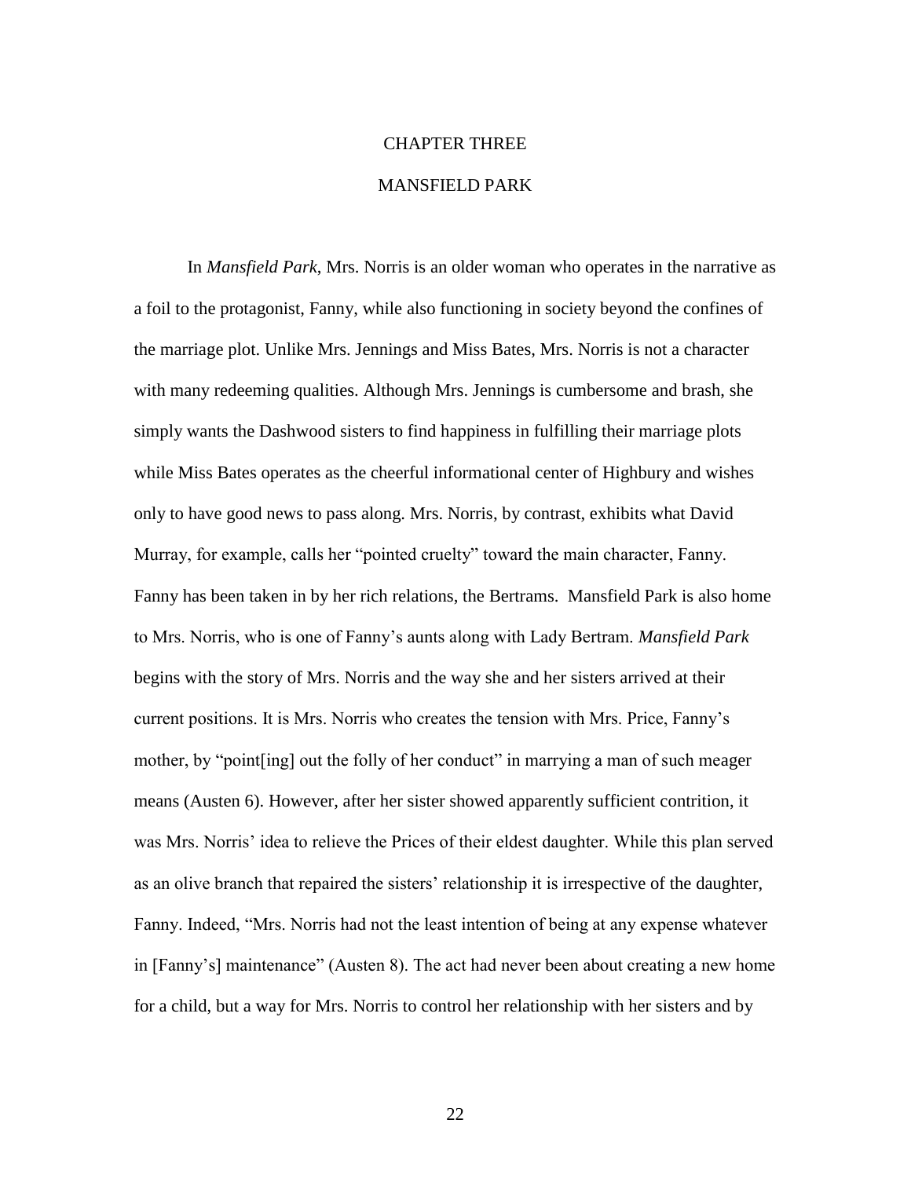# CHAPTER THREE

# MANSFIELD PARK

In *Mansfield Park*, Mrs. Norris is an older woman who operates in the narrative as a foil to the protagonist, Fanny, while also functioning in society beyond the confines of the marriage plot. Unlike Mrs. Jennings and Miss Bates, Mrs. Norris is not a character with many redeeming qualities. Although Mrs. Jennings is cumbersome and brash, she simply wants the Dashwood sisters to find happiness in fulfilling their marriage plots while Miss Bates operates as the cheerful informational center of Highbury and wishes only to have good news to pass along. Mrs. Norris, by contrast, exhibits what David Murray, for example, calls her "pointed cruelty" toward the main character, Fanny. Fanny has been taken in by her rich relations, the Bertrams. Mansfield Park is also home to Mrs. Norris, who is one of Fanny's aunts along with Lady Bertram. *Mansfield Park* begins with the story of Mrs. Norris and the way she and her sisters arrived at their current positions. It is Mrs. Norris who creates the tension with Mrs. Price, Fanny's mother, by "point[ing] out the folly of her conduct" in marrying a man of such meager means (Austen 6). However, after her sister showed apparently sufficient contrition, it was Mrs. Norris' idea to relieve the Prices of their eldest daughter. While this plan served as an olive branch that repaired the sisters' relationship it is irrespective of the daughter, Fanny. Indeed, "Mrs. Norris had not the least intention of being at any expense whatever in [Fanny's] maintenance" (Austen 8). The act had never been about creating a new home for a child, but a way for Mrs. Norris to control her relationship with her sisters and by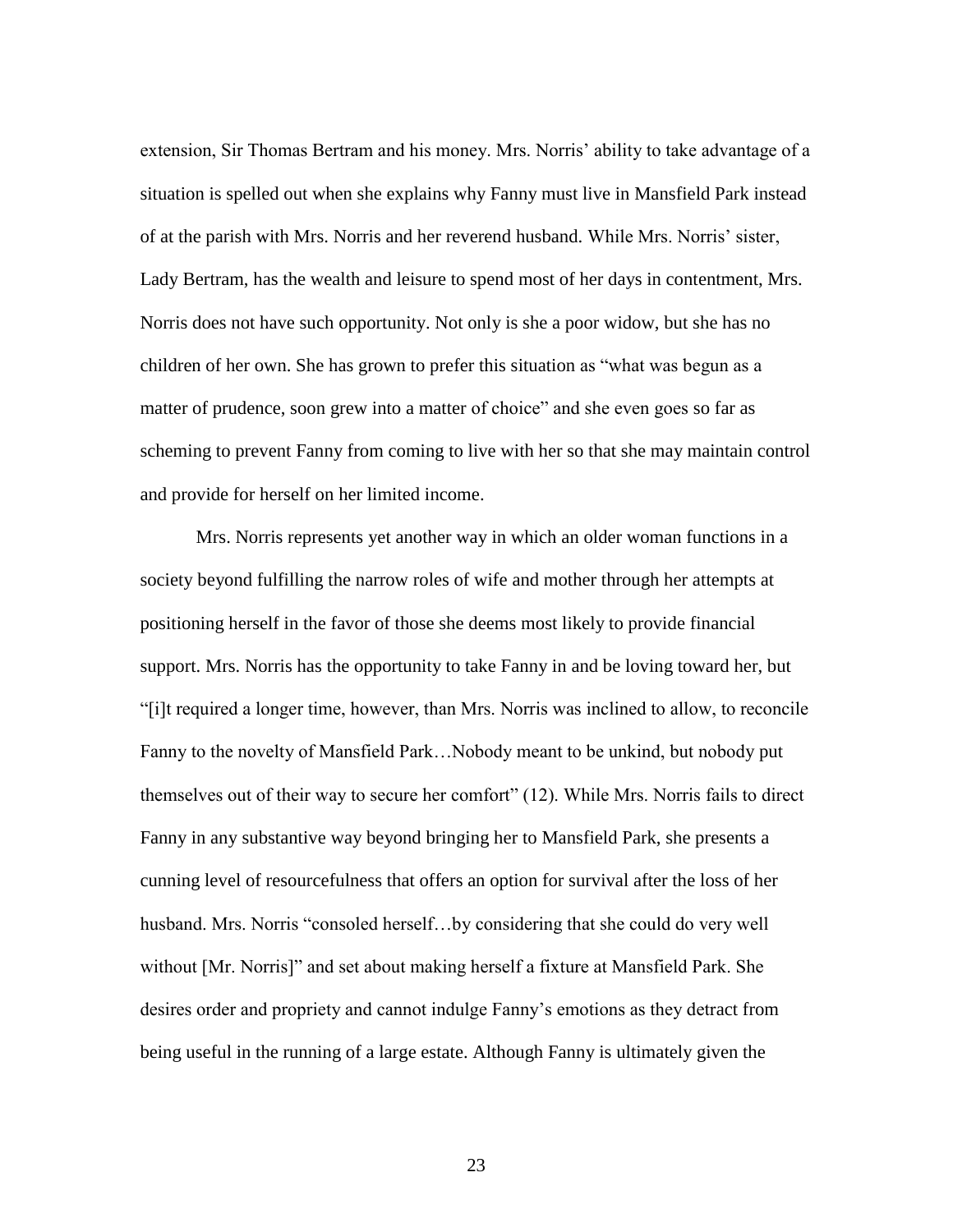extension, Sir Thomas Bertram and his money. Mrs. Norris' ability to take advantage of a situation is spelled out when she explains why Fanny must live in Mansfield Park instead of at the parish with Mrs. Norris and her reverend husband. While Mrs. Norris' sister, Lady Bertram, has the wealth and leisure to spend most of her days in contentment, Mrs. Norris does not have such opportunity. Not only is she a poor widow, but she has no children of her own. She has grown to prefer this situation as "what was begun as a matter of prudence, soon grew into a matter of choice" and she even goes so far as scheming to prevent Fanny from coming to live with her so that she may maintain control and provide for herself on her limited income.

Mrs. Norris represents yet another way in which an older woman functions in a society beyond fulfilling the narrow roles of wife and mother through her attempts at positioning herself in the favor of those she deems most likely to provide financial support. Mrs. Norris has the opportunity to take Fanny in and be loving toward her, but "[i]t required a longer time, however, than Mrs. Norris was inclined to allow, to reconcile Fanny to the novelty of Mansfield Park…Nobody meant to be unkind, but nobody put themselves out of their way to secure her comfort" (12). While Mrs. Norris fails to direct Fanny in any substantive way beyond bringing her to Mansfield Park, she presents a cunning level of resourcefulness that offers an option for survival after the loss of her husband. Mrs. Norris "consoled herself…by considering that she could do very well without [Mr. Norris]" and set about making herself a fixture at Mansfield Park. She desires order and propriety and cannot indulge Fanny's emotions as they detract from being useful in the running of a large estate. Although Fanny is ultimately given the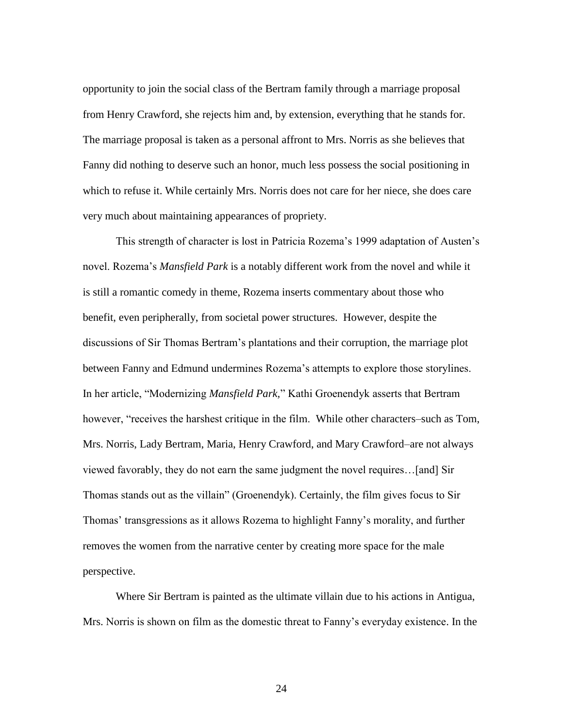opportunity to join the social class of the Bertram family through a marriage proposal from Henry Crawford, she rejects him and, by extension, everything that he stands for. The marriage proposal is taken as a personal affront to Mrs. Norris as she believes that Fanny did nothing to deserve such an honor, much less possess the social positioning in which to refuse it. While certainly Mrs. Norris does not care for her niece, she does care very much about maintaining appearances of propriety.

This strength of character is lost in Patricia Rozema's 1999 adaptation of Austen's novel. Rozema's *Mansfield Park* is a notably different work from the novel and while it is still a romantic comedy in theme, Rozema inserts commentary about those who benefit, even peripherally, from societal power structures. However, despite the discussions of Sir Thomas Bertram's plantations and their corruption, the marriage plot between Fanny and Edmund undermines Rozema's attempts to explore those storylines. In her article, "Modernizing *Mansfield Park,*" Kathi Groenendyk asserts that Bertram however, "receives the harshest critique in the film. While other characters–such as Tom, Mrs. Norris, Lady Bertram, Maria, Henry Crawford, and Mary Crawford–are not always viewed favorably, they do not earn the same judgment the novel requires…[and] Sir Thomas stands out as the villain" (Groenendyk). Certainly, the film gives focus to Sir Thomas' transgressions as it allows Rozema to highlight Fanny's morality, and further removes the women from the narrative center by creating more space for the male perspective.

Where Sir Bertram is painted as the ultimate villain due to his actions in Antigua, Mrs. Norris is shown on film as the domestic threat to Fanny's everyday existence. In the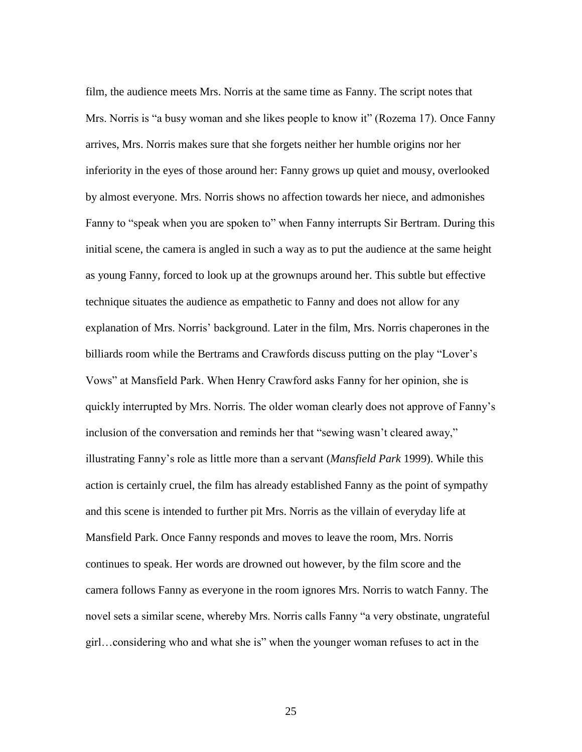film, the audience meets Mrs. Norris at the same time as Fanny. The script notes that Mrs. Norris is "a busy woman and she likes people to know it" (Rozema 17). Once Fanny arrives, Mrs. Norris makes sure that she forgets neither her humble origins nor her inferiority in the eyes of those around her: Fanny grows up quiet and mousy, overlooked by almost everyone. Mrs. Norris shows no affection towards her niece, and admonishes Fanny to "speak when you are spoken to" when Fanny interrupts Sir Bertram. During this initial scene, the camera is angled in such a way as to put the audience at the same height as young Fanny, forced to look up at the grownups around her. This subtle but effective technique situates the audience as empathetic to Fanny and does not allow for any explanation of Mrs. Norris' background. Later in the film, Mrs. Norris chaperones in the billiards room while the Bertrams and Crawfords discuss putting on the play "Lover's Vows" at Mansfield Park. When Henry Crawford asks Fanny for her opinion, she is quickly interrupted by Mrs. Norris. The older woman clearly does not approve of Fanny's inclusion of the conversation and reminds her that "sewing wasn't cleared away," illustrating Fanny's role as little more than a servant (*Mansfield Park* 1999). While this action is certainly cruel, the film has already established Fanny as the point of sympathy and this scene is intended to further pit Mrs. Norris as the villain of everyday life at Mansfield Park. Once Fanny responds and moves to leave the room, Mrs. Norris continues to speak. Her words are drowned out however, by the film score and the camera follows Fanny as everyone in the room ignores Mrs. Norris to watch Fanny. The novel sets a similar scene, whereby Mrs. Norris calls Fanny "a very obstinate, ungrateful girl…considering who and what she is" when the younger woman refuses to act in the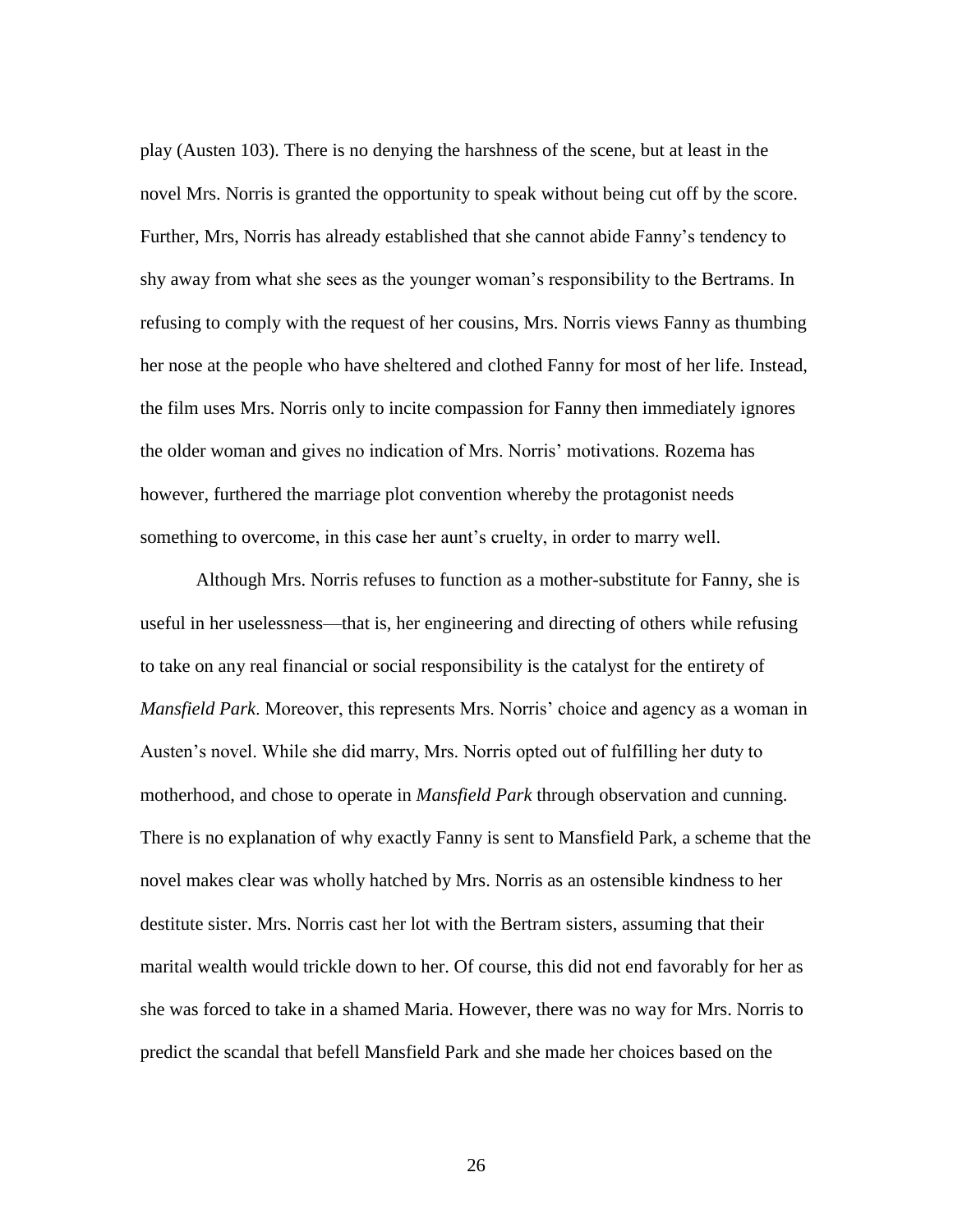play (Austen 103). There is no denying the harshness of the scene, but at least in the novel Mrs. Norris is granted the opportunity to speak without being cut off by the score. Further, Mrs, Norris has already established that she cannot abide Fanny's tendency to shy away from what she sees as the younger woman's responsibility to the Bertrams. In refusing to comply with the request of her cousins, Mrs. Norris views Fanny as thumbing her nose at the people who have sheltered and clothed Fanny for most of her life. Instead, the film uses Mrs. Norris only to incite compassion for Fanny then immediately ignores the older woman and gives no indication of Mrs. Norris' motivations. Rozema has however, furthered the marriage plot convention whereby the protagonist needs something to overcome, in this case her aunt's cruelty, in order to marry well.

Although Mrs. Norris refuses to function as a mother-substitute for Fanny, she is useful in her uselessness—that is, her engineering and directing of others while refusing to take on any real financial or social responsibility is the catalyst for the entirety of *Mansfield Park*. Moreover, this represents Mrs. Norris' choice and agency as a woman in Austen's novel. While she did marry, Mrs. Norris opted out of fulfilling her duty to motherhood, and chose to operate in *Mansfield Park* through observation and cunning. There is no explanation of why exactly Fanny is sent to Mansfield Park, a scheme that the novel makes clear was wholly hatched by Mrs. Norris as an ostensible kindness to her destitute sister. Mrs. Norris cast her lot with the Bertram sisters, assuming that their marital wealth would trickle down to her. Of course, this did not end favorably for her as she was forced to take in a shamed Maria. However, there was no way for Mrs. Norris to predict the scandal that befell Mansfield Park and she made her choices based on the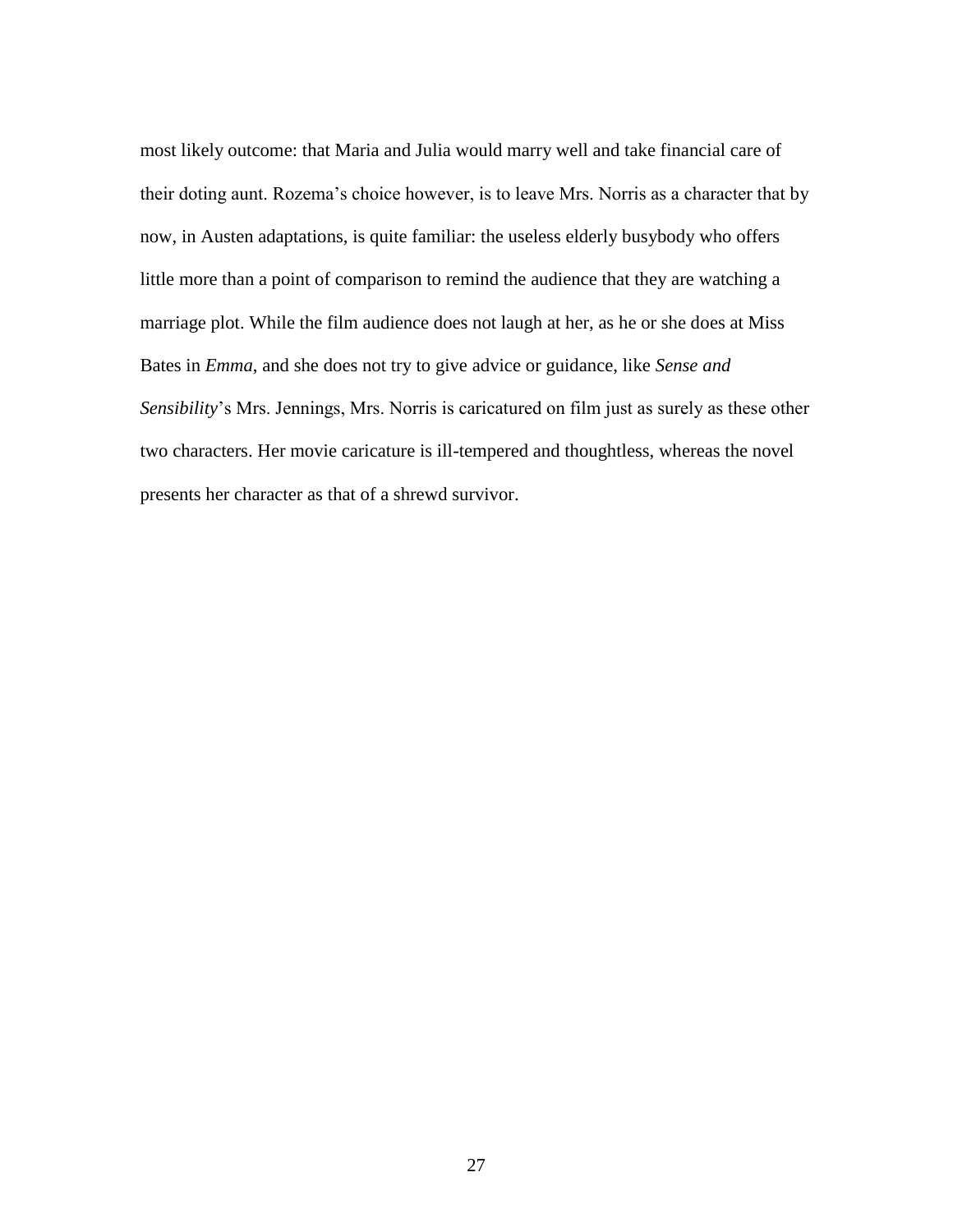most likely outcome: that Maria and Julia would marry well and take financial care of their doting aunt. Rozema's choice however, is to leave Mrs. Norris as a character that by now, in Austen adaptations, is quite familiar: the useless elderly busybody who offers little more than a point of comparison to remind the audience that they are watching a marriage plot. While the film audience does not laugh at her, as he or she does at Miss Bates in *Emma*, and she does not try to give advice or guidance, like *Sense and Sensibility*'s Mrs. Jennings, Mrs. Norris is caricatured on film just as surely as these other two characters. Her movie caricature is ill-tempered and thoughtless, whereas the novel presents her character as that of a shrewd survivor.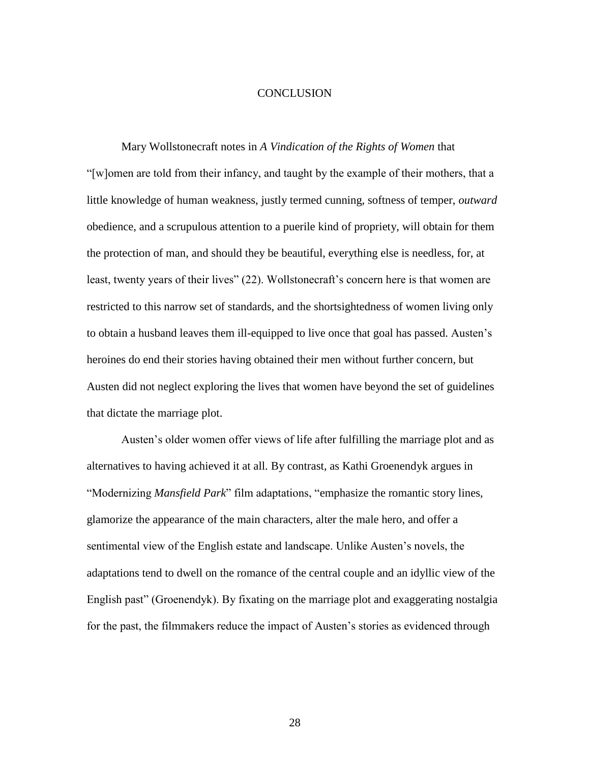# CONCLUSION

Mary Wollstonecraft notes in *A Vindication of the Rights of Women* that "[w]omen are told from their infancy, and taught by the example of their mothers, that a little knowledge of human weakness, justly termed cunning, softness of temper, *outward* obedience, and a scrupulous attention to a puerile kind of propriety, will obtain for them the protection of man, and should they be beautiful, everything else is needless, for, at least, twenty years of their lives" (22). Wollstonecraft's concern here is that women are restricted to this narrow set of standards, and the shortsightedness of women living only to obtain a husband leaves them ill-equipped to live once that goal has passed. Austen's heroines do end their stories having obtained their men without further concern, but Austen did not neglect exploring the lives that women have beyond the set of guidelines that dictate the marriage plot.

Austen's older women offer views of life after fulfilling the marriage plot and as alternatives to having achieved it at all. By contrast, as Kathi Groenendyk argues in "Modernizing *Mansfield Park*" film adaptations, "emphasize the romantic story lines, glamorize the appearance of the main characters, alter the male hero, and offer a sentimental view of the English estate and landscape. Unlike Austen's novels, the adaptations tend to dwell on the romance of the central couple and an idyllic view of the English past" (Groenendyk). By fixating on the marriage plot and exaggerating nostalgia for the past, the filmmakers reduce the impact of Austen's stories as evidenced through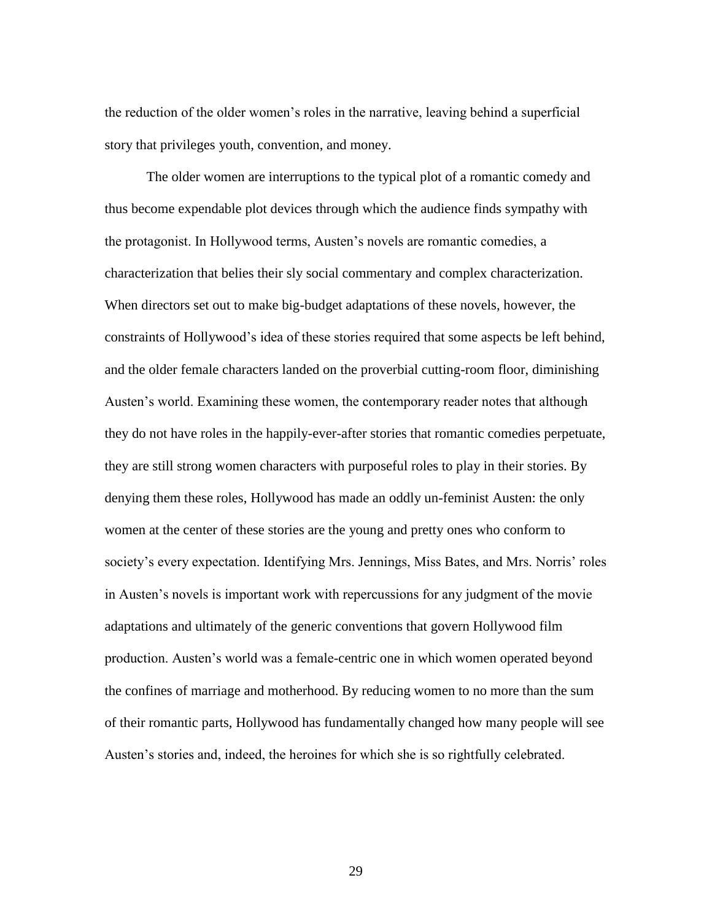the reduction of the older women's roles in the narrative, leaving behind a superficial story that privileges youth, convention, and money.

The older women are interruptions to the typical plot of a romantic comedy and thus become expendable plot devices through which the audience finds sympathy with the protagonist. In Hollywood terms, Austen's novels are romantic comedies, a characterization that belies their sly social commentary and complex characterization. When directors set out to make big-budget adaptations of these novels, however, the constraints of Hollywood's idea of these stories required that some aspects be left behind, and the older female characters landed on the proverbial cutting-room floor, diminishing Austen's world. Examining these women, the contemporary reader notes that although they do not have roles in the happily-ever-after stories that romantic comedies perpetuate, they are still strong women characters with purposeful roles to play in their stories. By denying them these roles, Hollywood has made an oddly un-feminist Austen: the only women at the center of these stories are the young and pretty ones who conform to society's every expectation. Identifying Mrs. Jennings, Miss Bates, and Mrs. Norris' roles in Austen's novels is important work with repercussions for any judgment of the movie adaptations and ultimately of the generic conventions that govern Hollywood film production. Austen's world was a female-centric one in which women operated beyond the confines of marriage and motherhood. By reducing women to no more than the sum of their romantic parts, Hollywood has fundamentally changed how many people will see Austen's stories and, indeed, the heroines for which she is so rightfully celebrated.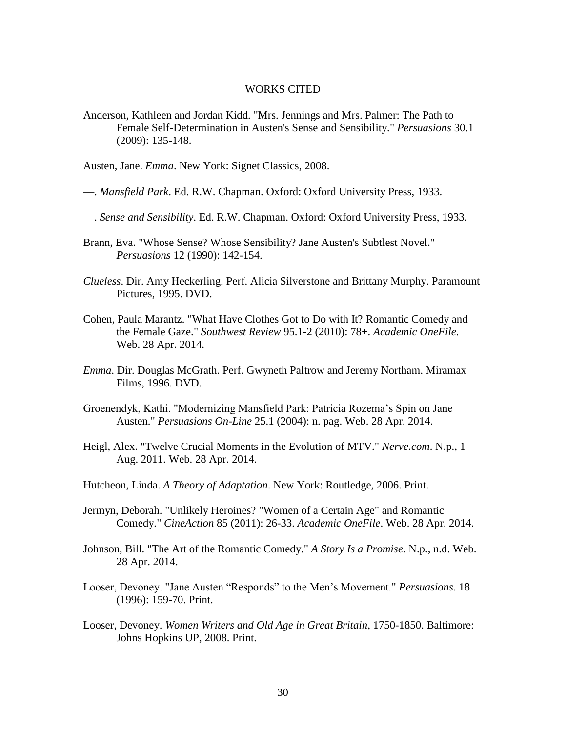# WORKS CITED

Anderson, Kathleen and Jordan Kidd. "Mrs. Jennings and Mrs. Palmer: The Path to Female Self-Determination in Austen's Sense and Sensibility." *Persuasions* 30.1 (2009): 135-148.

Austen, Jane. *Emma*. New York: Signet Classics, 2008.

—. *Mansfield Park*. Ed. R.W. Chapman. Oxford: Oxford University Press, 1933.

—. *Sense and Sensibility*. Ed. R.W. Chapman. Oxford: Oxford University Press, 1933.

Brann, Eva. "Whose Sense? Whose Sensibility? Jane Austen's Subtlest Novel." *Persuasions* 12 (1990): 142-154.

*Clueless*. Dir. Amy Heckerling. Perf. Alicia Silverstone and Brittany Murphy. Paramount Pictures, 1995. DVD.

Cohen, Paula Marantz. "What Have Clothes Got to Do with It? Romantic Comedy and the Female Gaze." *Southwest Review* 95.1-2 (2010): 78+. *Academic OneFile*. Web. 28 Apr. 2014.

*Emma*. Dir. Douglas McGrath. Perf. Gwyneth Paltrow and Jeremy Northam. Miramax Films, 1996. DVD.

Groenendyk, Kathi. "Modernizing Mansfield Park: Patricia Rozema's Spin on Jane Austen." *Persuasions On-Line* 25.1 (2004): n. pag. Web. 28 Apr. 2014.

Heigl, Alex. "Twelve Crucial Moments in the Evolution of MTV." *Nerve.com*. N.p., 1 Aug. 2011. Web. 28 Apr. 2014.

Hutcheon, Linda. *A Theory of Adaptation*. New York: Routledge, 2006. Print.

Jermyn, Deborah. "Unlikely Heroines? "Women of a Certain Age" and Romantic Comedy." *CineAction* 85 (2011): 26-33. *Academic OneFile*. Web. 28 Apr. 2014.

Johnson, Bill. "The Art of the Romantic Comedy." *A Story Is a Promise*. N.p., n.d. Web. 28 Apr. 2014.

Looser, Devoney. "Jane Austen "Responds" to the Men's Movement." *Persuasions*. 18 (1996): 159-70. Print.

Looser, Devoney. *Women Writers and Old Age in Great Britain*, 1750-1850. Baltimore: Johns Hopkins UP, 2008. Print.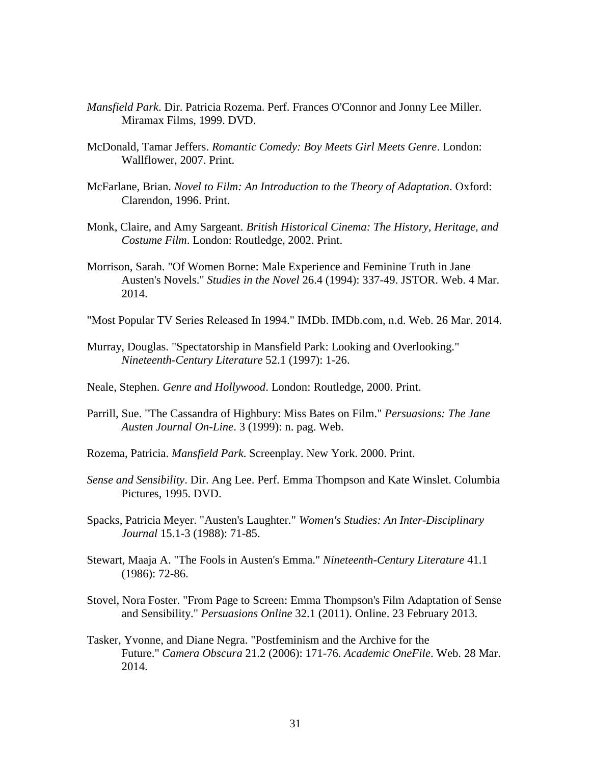*Mansfield Park*. Dir. Patricia Rozema. Perf. Frances O'Connor and Jonny Lee Miller. Miramax Films, 1999. DVD.

McDonald, Tamar Jeffers. *Romantic Comedy: Boy Meets Girl Meets Genre*. London: Wallflower, 2007. Print.

McFarlane, Brian. *Novel to Film: An Introduction to the Theory of Adaptation*. Oxford: Clarendon, 1996. Print.

Monk, Claire, and Amy Sargeant. *British Historical Cinema: The History, Heritage, and Costume Film*. London: Routledge, 2002. Print.

Morrison, Sarah. "Of Women Borne: Male Experience and Feminine Truth in Jane Austen's Novels." *Studies in the Novel* 26.4 (1994): 337-49. JSTOR. Web. 4 Mar. 2014.

"Most Popular TV Series Released In 1994." IMDb. IMDb.com, n.d. Web. 26 Mar. 2014.

Murray, Douglas. "Spectatorship in Mansfield Park: Looking and Overlooking." *Nineteenth-Century Literature* 52.1 (1997): 1-26.

Neale, Stephen. *Genre and Hollywood*. London: Routledge, 2000. Print.

Parrill, Sue. "The Cassandra of Highbury: Miss Bates on Film." *Persuasions: The Jane Austen Journal On-Line*. 3 (1999): n. pag. Web.

Rozema, Patricia. *Mansfield Park*. Screenplay. New York. 2000. Print.

*Sense and Sensibility*. Dir. Ang Lee. Perf. Emma Thompson and Kate Winslet. Columbia Pictures, 1995. DVD.

Spacks, Patricia Meyer. "Austen's Laughter." *Women's Studies: An Inter-Disciplinary Journal* 15.1-3 (1988): 71-85.

Stewart, Maaja A. "The Fools in Austen's Emma." *Nineteenth-Century Literature* 41.1 (1986): 72-86.

Stovel, Nora Foster. "From Page to Screen: Emma Thompson's Film Adaptation of Sense and Sensibility." *Persuasions Online* 32.1 (2011). Online. 23 February 2013.

Tasker, Yvonne, and Diane Negra. "Postfeminism and the Archive for the Future." *Camera Obscura* 21.2 (2006): 171-76. *Academic OneFile*. Web. 28 Mar. 2014.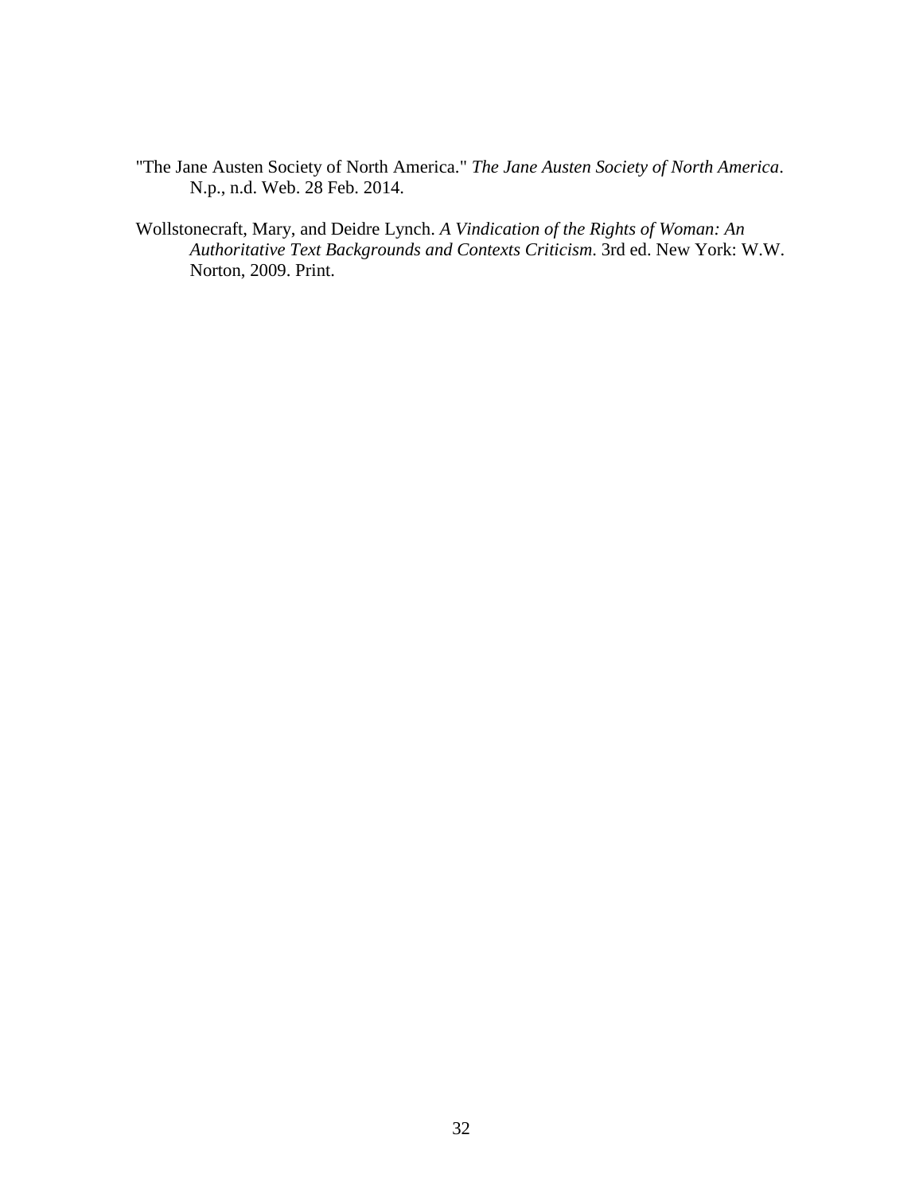"The Jane Austen Society of North America." *The Jane Austen Society of North America*. N.p., n.d. Web. 28 Feb. 2014.

Wollstonecraft, Mary, and Deidre Lynch. *A Vindication of the Rights of Woman: An Authoritative Text Backgrounds and Contexts Criticism*. 3rd ed. New York: W.W. Norton, 2009. Print.